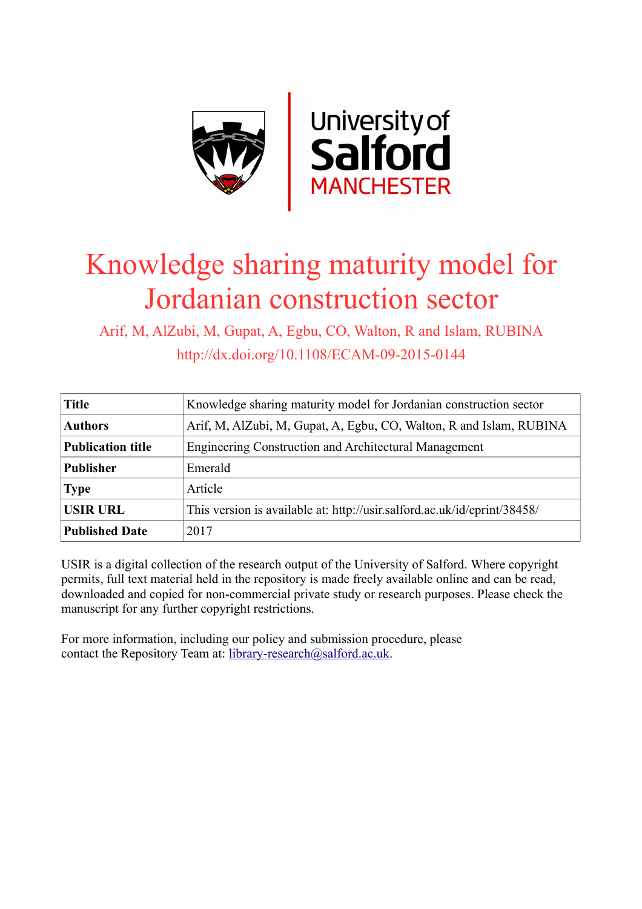# Knowledge sharing maturity model for Jordanian construction sector

Arif, M, AlZubi, M, Gupat, A, Egbu, CO, Walton, R and Islam, RUBINA

http://dx.doi.org/10.1108/ECAM-09-2015-0144

| **Title** | Knowledge sharing maturity model for Jordanian construction sector |
|---|---|
| **Authors** | Arif, M, AlZubi, M, Gupat, A, Egbu, CO, Walton, R and Islam, RUBINA |
| **Publication title** | Engineering Construction and Architectural Management |
| **Publisher** | Emerald |
| **Type** | Article |
| **USIR URL** | This version is available at: http://usir.salford.ac.uk/id/eprint/38458/ |
| **Published Date** | 2017 |

USIR is a digital collection of the research output of the University of Salford. Where copyright permits, full text material held in the repository is made freely available online and can be read, downloaded and copied for non-commercial private study or research purposes. Please check the manuscript for any further copyright restrictions.

For more information, including our policy and submission procedure, please contact the Repository Team at: library-research@salford.ac.uk.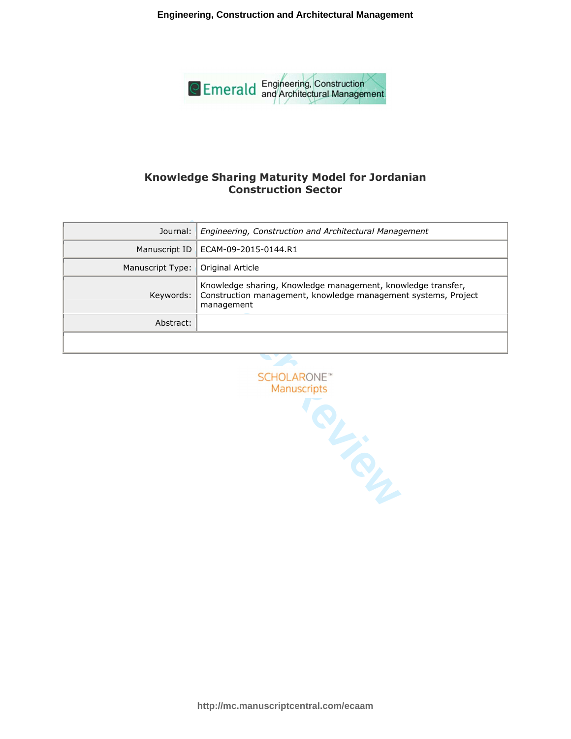# Knowledge Sharing Maturity Model for Jordanian Construction Sector

| | |
|---|---|
| Journal: | *Engineering, Construction and Architectural Management* |
| Manuscript ID | ECAM-09-2015-0144.R1 |
| Manuscript Type: | Original Article |
| Keywords: | Knowledge sharing, Knowledge management, knowledge transfer, Construction management, knowledge management systems, Project management |
| Abstract: | |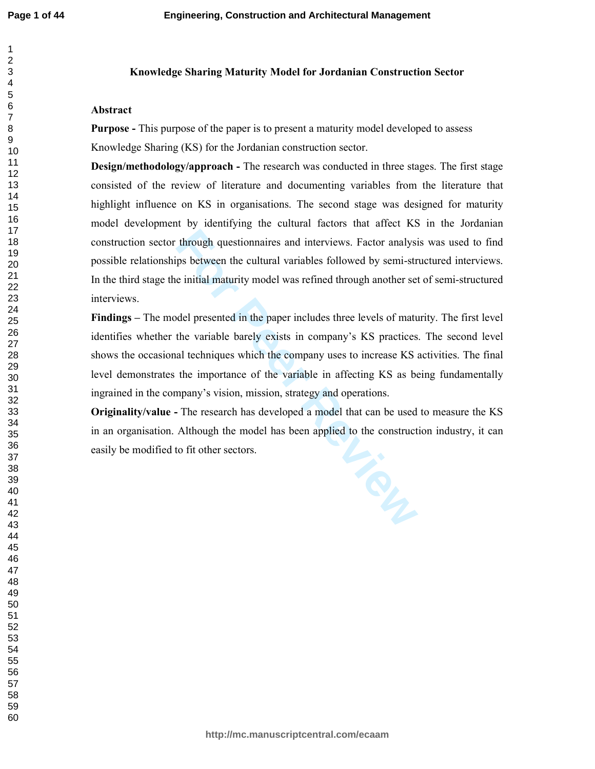# Knowledge Sharing Maturity Model for Jordanian Construction Sector

## Abstract

**Purpose -** This purpose of the paper is to present a maturity model developed to assess Knowledge Sharing (KS) for the Jordanian construction sector.

**Design/methodology/approach -** The research was conducted in three stages. The first stage consisted of the review of literature and documenting variables from the literature that highlight influence on KS in organisations. The second stage was designed for maturity model development by identifying the cultural factors that affect KS in the Jordanian construction sector through questionnaires and interviews. Factor analysis was used to find possible relationships between the cultural variables followed by semi-structured interviews. In the third stage the initial maturity model was refined through another set of semi-structured interviews.

**Findings –** The model presented in the paper includes three levels of maturity. The first level identifies whether the variable barely exists in company's KS practices. The second level shows the occasional techniques which the company uses to increase KS activities. The final level demonstrates the importance of the variable in affecting KS as being fundamentally ingrained in the company's vision, mission, strategy and operations.

**Originality/value -** The research has developed a model that can be used to measure the KS in an organisation. Although the model has been applied to the construction industry, it can easily be modified to fit other sectors.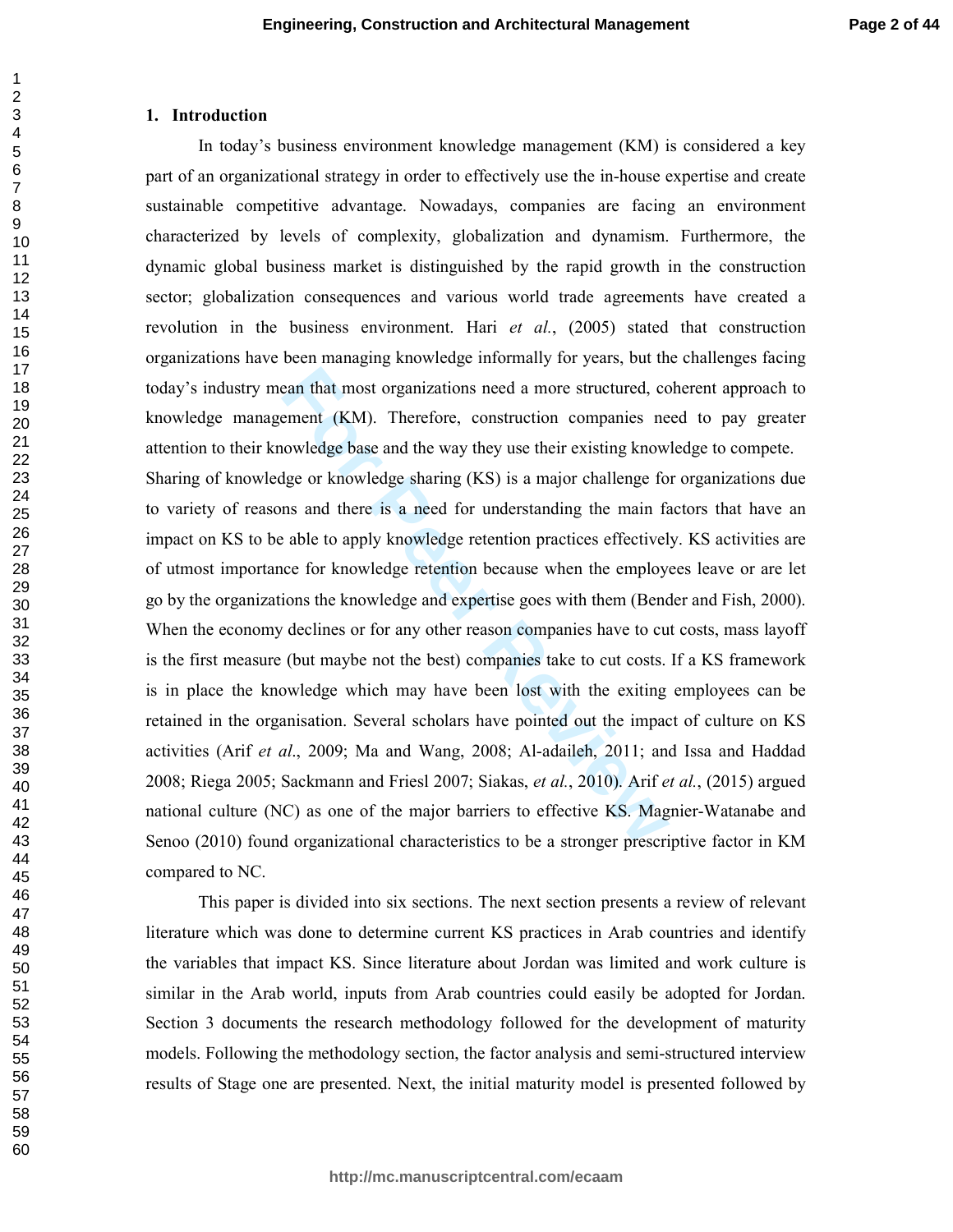# 1. Introduction

In today's business environment knowledge management (KM) is considered a key part of an organizational strategy in order to effectively use the in-house expertise and create sustainable competitive advantage. Nowadays, companies are facing an environment characterized by levels of complexity, globalization and dynamism. Furthermore, the dynamic global business market is distinguished by the rapid growth in the construction sector; globalization consequences and various world trade agreements have created a revolution in the business environment. Hari *et al.*, (2005) stated that construction organizations have been managing knowledge informally for years, but the challenges facing today's industry mean that most organizations need a more structured, coherent approach to knowledge management (KM). Therefore, construction companies need to pay greater attention to their knowledge base and the way they use their existing knowledge to compete. Sharing of knowledge or knowledge sharing (KS) is a major challenge for organizations due to variety of reasons and there is a need for understanding the main factors that have an impact on KS to be able to apply knowledge retention practices effectively. KS activities are of utmost importance for knowledge retention because when the employees leave or are let go by the organizations the knowledge and expertise goes with them (Bender and Fish, 2000). When the economy declines or for any other reason companies have to cut costs, mass layoff is the first measure (but maybe not the best) companies take to cut costs. If a KS framework is in place the knowledge which may have been lost with the exiting employees can be retained in the organisation. Several scholars have pointed out the impact of culture on KS activities (Arif *et al*., 2009; Ma and Wang, 2008; Al-adaileh, 2011; and Issa and Haddad 2008; Riega 2005; Sackmann and Friesl 2007; Siakas, *et al.*, 2010). Arif *et al.*, (2015) argued national culture (NC) as one of the major barriers to effective KS. Magnier-Watanabe and Senoo (2010) found organizational characteristics to be a stronger prescriptive factor in KM compared to NC.

This paper is divided into six sections. The next section presents a review of relevant literature which was done to determine current KS practices in Arab countries and identify the variables that impact KS. Since literature about Jordan was limited and work culture is similar in the Arab world, inputs from Arab countries could easily be adopted for Jordan. Section 3 documents the research methodology followed for the development of maturity models. Following the methodology section, the factor analysis and semi-structured interview results of Stage one are presented. Next, the initial maturity model is presented followed by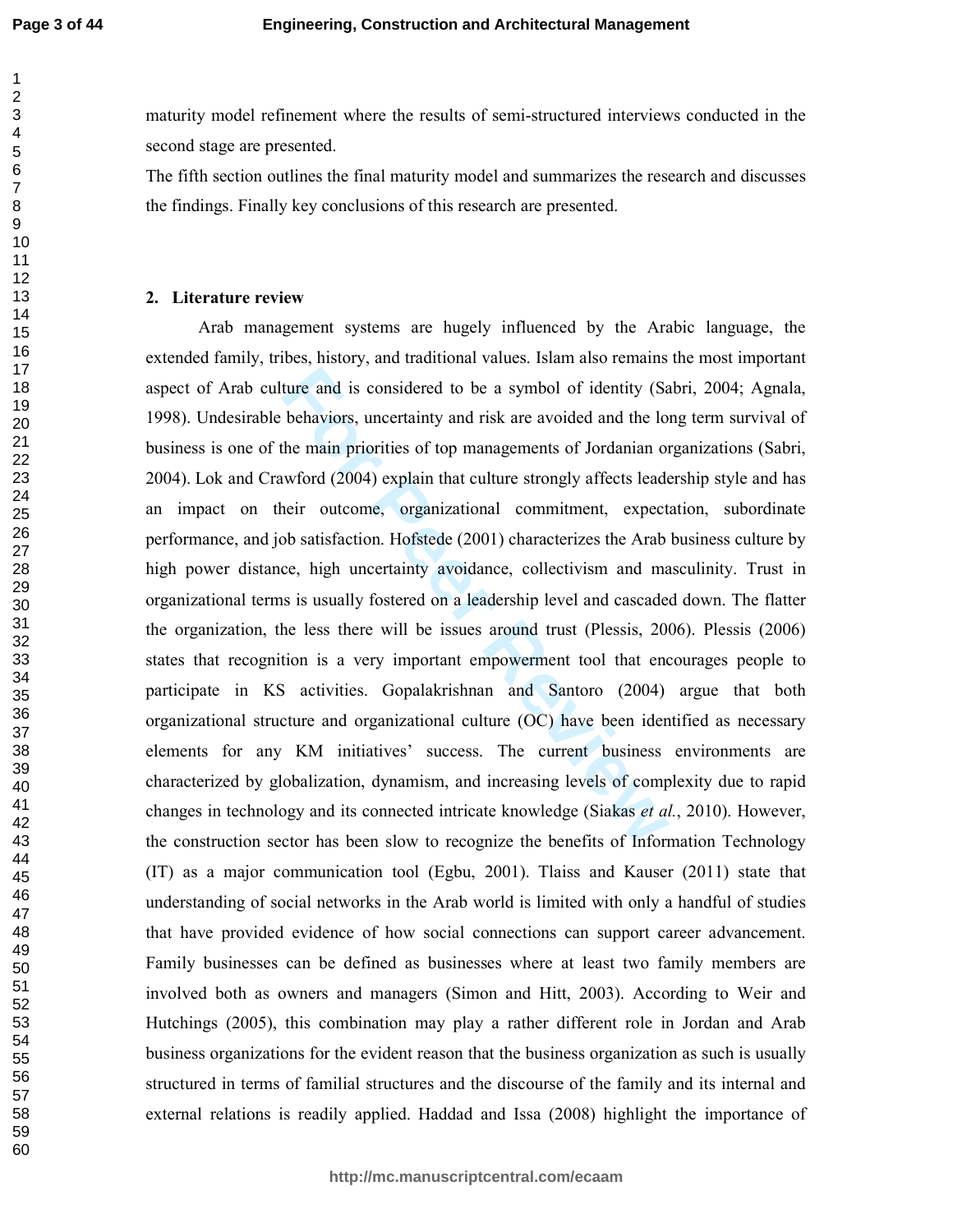maturity model refinement where the results of semi-structured interviews conducted in the second stage are presented.

The fifth section outlines the final maturity model and summarizes the research and discusses the findings. Finally key conclusions of this research are presented.

## 2. Literature review

Arab management systems are hugely influenced by the Arabic language, the extended family, tribes, history, and traditional values. Islam also remains the most important aspect of Arab culture and is considered to be a symbol of identity (Sabri, 2004; Agnala, 1998). Undesirable behaviors, uncertainty and risk are avoided and the long term survival of business is one of the main priorities of top managements of Jordanian organizations (Sabri, 2004). Lok and Crawford (2004) explain that culture strongly affects leadership style and has an impact on their outcome, organizational commitment, expectation, subordinate performance, and job satisfaction. Hofstede (2001) characterizes the Arab business culture by high power distance, high uncertainty avoidance, collectivism and masculinity. Trust in organizational terms is usually fostered on a leadership level and cascaded down. The flatter the organization, the less there will be issues around trust (Plessis, 2006). Plessis (2006) states that recognition is a very important empowerment tool that encourages people to participate in KS activities. Gopalakrishnan and Santoro (2004) argue that both organizational structure and organizational culture (OC) have been identified as necessary elements for any KM initiatives' success. The current business environments are characterized by globalization, dynamism, and increasing levels of complexity due to rapid changes in technology and its connected intricate knowledge (Siakas *et al.*, 2010). However, the construction sector has been slow to recognize the benefits of Information Technology (IT) as a major communication tool (Egbu, 2001). Tlaiss and Kauser (2011) state that understanding of social networks in the Arab world is limited with only a handful of studies that have provided evidence of how social connections can support career advancement. Family businesses can be defined as businesses where at least two family members are involved both as owners and managers (Simon and Hitt, 2003). According to Weir and Hutchings (2005), this combination may play a rather different role in Jordan and Arab business organizations for the evident reason that the business organization as such is usually structured in terms of familial structures and the discourse of the family and its internal and external relations is readily applied. Haddad and Issa (2008) highlight the importance of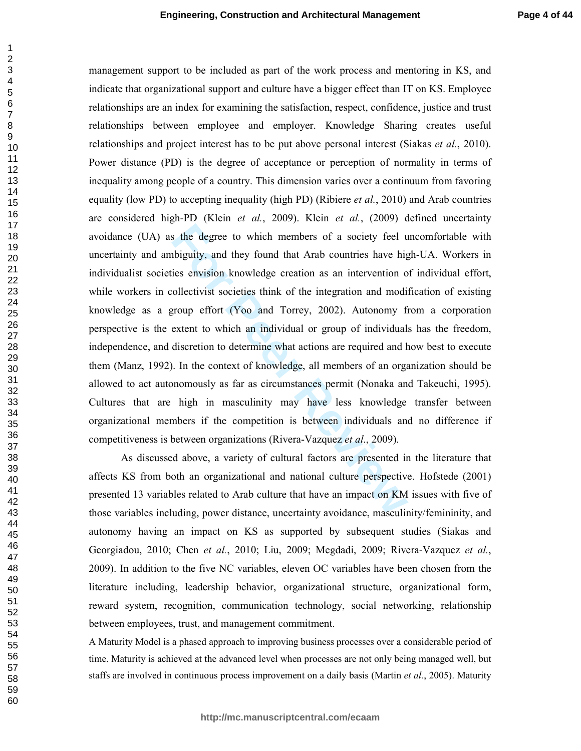management support to be included as part of the work process and mentoring in KS, and indicate that organizational support and culture have a bigger effect than IT on KS. Employee relationships are an index for examining the satisfaction, respect, confidence, justice and trust relationships between employee and employer. Knowledge Sharing creates useful relationships and project interest has to be put above personal interest (Siakas *et al.*, 2010). Power distance (PD) is the degree of acceptance or perception of normality in terms of inequality among people of a country. This dimension varies over a continuum from favoring equality (low PD) to accepting inequality (high PD) (Ribiere *et al.*, 2010) and Arab countries are considered high-PD (Klein *et al.*, 2009). Klein *et al.*, (2009) defined uncertainty avoidance (UA) as the degree to which members of a society feel uncomfortable with uncertainty and ambiguity, and they found that Arab countries have high-UA. Workers in individualist societies envision knowledge creation as an intervention of individual effort, while workers in collectivist societies think of the integration and modification of existing knowledge as a group effort (Yoo and Torrey, 2002). Autonomy from a corporation perspective is the extent to which an individual or group of individuals has the freedom, independence, and discretion to determine what actions are required and how best to execute them (Manz, 1992). In the context of knowledge, all members of an organization should be allowed to act autonomously as far as circumstances permit (Nonaka and Takeuchi, 1995). Cultures that are high in masculinity may have less knowledge transfer between organizational members if the competition is between individuals and no difference if competitiveness is between organizations (Rivera-Vazquez *et al*., 2009).

As discussed above, a variety of cultural factors are presented in the literature that affects KS from both an organizational and national culture perspective. Hofstede (2001) presented 13 variables related to Arab culture that have an impact on KM issues with five of those variables including, power distance, uncertainty avoidance, masculinity/femininity, and autonomy having an impact on KS as supported by subsequent studies (Siakas and Georgiadou, 2010; Chen *et al.*, 2010; Liu, 2009; Megdadi, 2009; Rivera-Vazquez *et al.*, 2009). In addition to the five NC variables, eleven OC variables have been chosen from the literature including, leadership behavior, organizational structure, organizational form, reward system, recognition, communication technology, social networking, relationship between employees, trust, and management commitment.

A Maturity Model is a phased approach to improving business processes over a considerable period of time. Maturity is achieved at the advanced level when processes are not only being managed well, but staffs are involved in continuous process improvement on a daily basis (Martin *et al.*, 2005). Maturity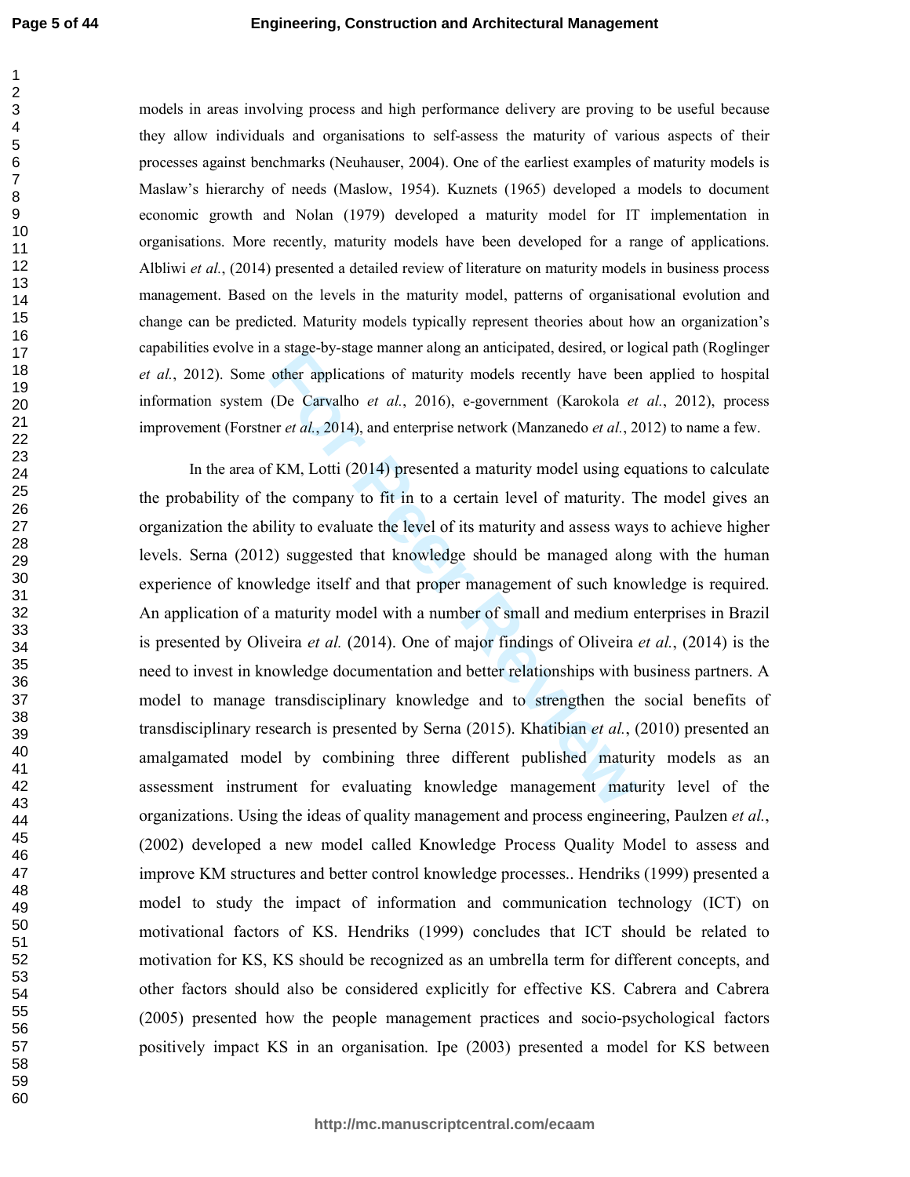models in areas involving process and high performance delivery are proving to be useful because they allow individuals and organisations to self-assess the maturity of various aspects of their processes against benchmarks (Neuhauser, 2004). One of the earliest examples of maturity models is Maslow's hierarchy of needs (Maslow, 1954). Kuznets (1965) developed a models to document economic growth and Nolan (1979) developed a maturity model for IT implementation in organisations. More recently, maturity models have been developed for a range of applications. Albliwi *et al.*, (2014) presented a detailed review of literature on maturity models in business process management. Based on the levels in the maturity model, patterns of organisational evolution and change can be predicted. Maturity models typically represent theories about how an organization's capabilities evolve in a stage-by-stage manner along an anticipated, desired, or logical path (Roglinger *et al.*, 2012). Some other applications of maturity models recently have been applied to hospital information system (De Carvalho *et al.*, 2016), e-government (Karokola *et al.*, 2012), process improvement (Forstner *et al.*, 2014), and enterprise network (Manzanedo *et al.*, 2012) to name a few.

In the area of KM, Lotti (2014) presented a maturity model using equations to calculate the probability of the company to fit in to a certain level of maturity. The model gives an organization the ability to evaluate the level of its maturity and assess ways to achieve higher levels. Serna (2012) suggested that knowledge should be managed along with the human experience of knowledge itself and that proper management of such knowledge is required. An application of a maturity model with a number of small and medium enterprises in Brazil is presented by Oliveira *et al.* (2014). One of major findings of Oliveira *et al.*, (2014) is the need to invest in knowledge documentation and better relationships with business partners. A model to manage transdisciplinary knowledge and to strengthen the social benefits of transdisciplinary research is presented by Serna (2015). Khatibian *et al.*, (2010) presented an amalgamated model by combining three different published maturity models as an assessment instrument for evaluating knowledge management maturity level of the organizations. Using the ideas of quality management and process engineering, Paulzen *et al.*, (2002) developed a new model called Knowledge Process Quality Model to assess and improve KM structures and better control knowledge processes.. Hendriks (1999) presented a model to study the impact of information and communication technology (ICT) on motivational factors of KS. Hendriks (1999) concludes that ICT should be related to motivation for KS, KS should be recognized as an umbrella term for different concepts, and other factors should also be considered explicitly for effective KS. Cabrera and Cabrera (2005) presented how the people management practices and socio-psychological factors positively impact KS in an organisation. Ipe (2003) presented a model for KS between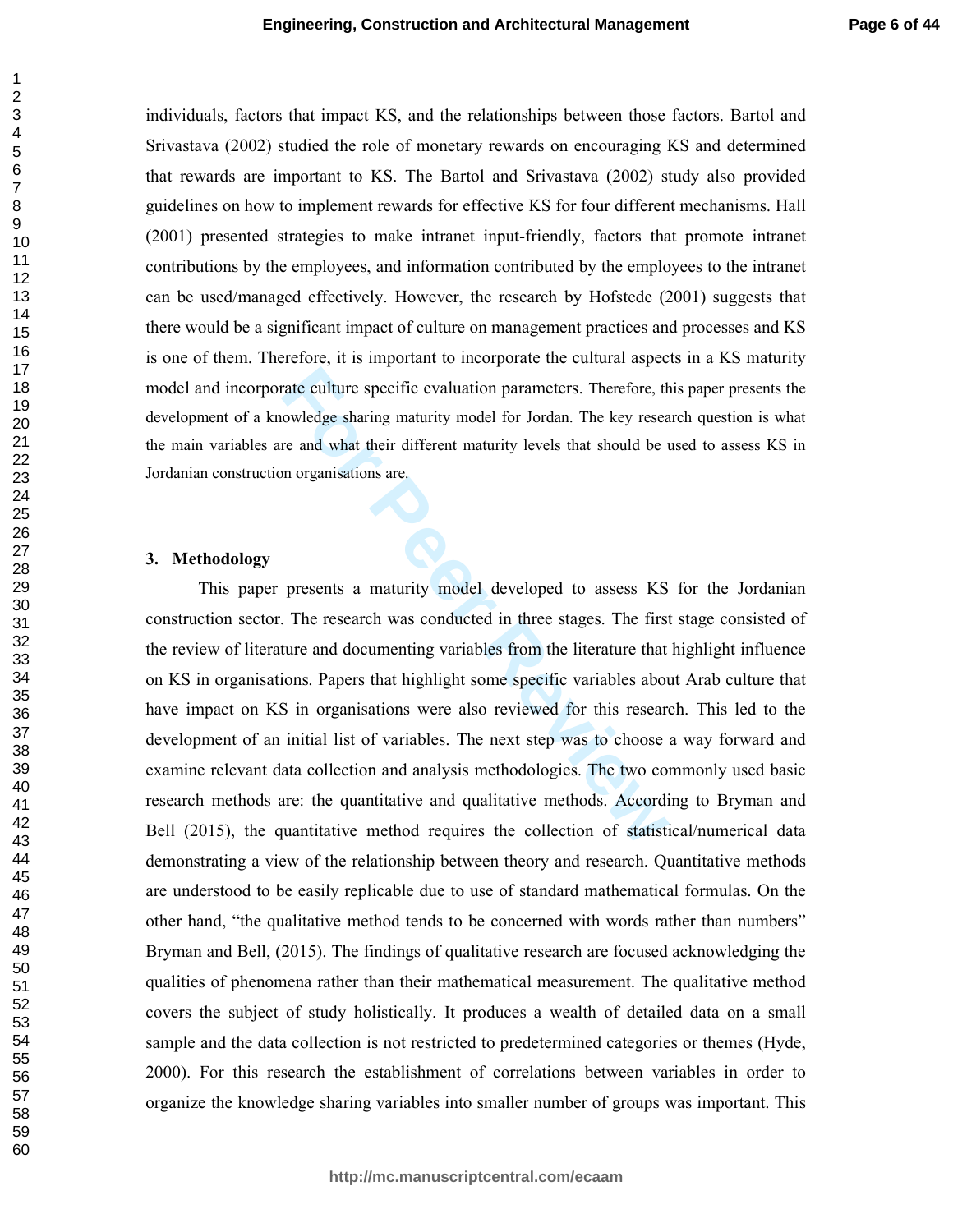individuals, factors that impact KS, and the relationships between those factors. Bartol and Srivastava (2002) studied the role of monetary rewards on encouraging KS and determined that rewards are important to KS. The Bartol and Srivastava (2002) study also provided guidelines on how to implement rewards for effective KS for four different mechanisms. Hall (2001) presented strategies to make intranet input-friendly, factors that promote intranet contributions by the employees, and information contributed by the employees to the intranet can be used/managed effectively. However, the research by Hofstede (2001) suggests that there would be a significant impact of culture on management practices and processes and KS is one of them. Therefore, it is important to incorporate the cultural aspects in a KS maturity model and incorporate culture specific evaluation parameters. Therefore, this paper presents the development of a knowledge sharing maturity model for Jordan. The key research question is what the main variables are and what their different maturity levels that should be used to assess KS in Jordanian construction organisations are.

## 3. Methodology

This paper presents a maturity model developed to assess KS for the Jordanian construction sector. The research was conducted in three stages. The first stage consisted of the review of literature and documenting variables from the literature that highlight influence on KS in organisations. Papers that highlight some specific variables about Arab culture that have impact on KS in organisations were also reviewed for this research. This led to the development of an initial list of variables. The next step was to choose a way forward and examine relevant data collection and analysis methodologies. The two commonly used basic research methods are: the quantitative and qualitative methods. According to Bryman and Bell (2015), the quantitative method requires the collection of statistical/numerical data demonstrating a view of the relationship between theory and research. Quantitative methods are understood to be easily replicable due to use of standard mathematical formulas. On the other hand, "the qualitative method tends to be concerned with words rather than numbers" Bryman and Bell, (2015). The findings of qualitative research are focused acknowledging the qualities of phenomena rather than their mathematical measurement. The qualitative method covers the subject of study holistically. It produces a wealth of detailed data on a small sample and the data collection is not restricted to predetermined categories or themes (Hyde, 2000). For this research the establishment of correlations between variables in order to organize the knowledge sharing variables into smaller number of groups was important. This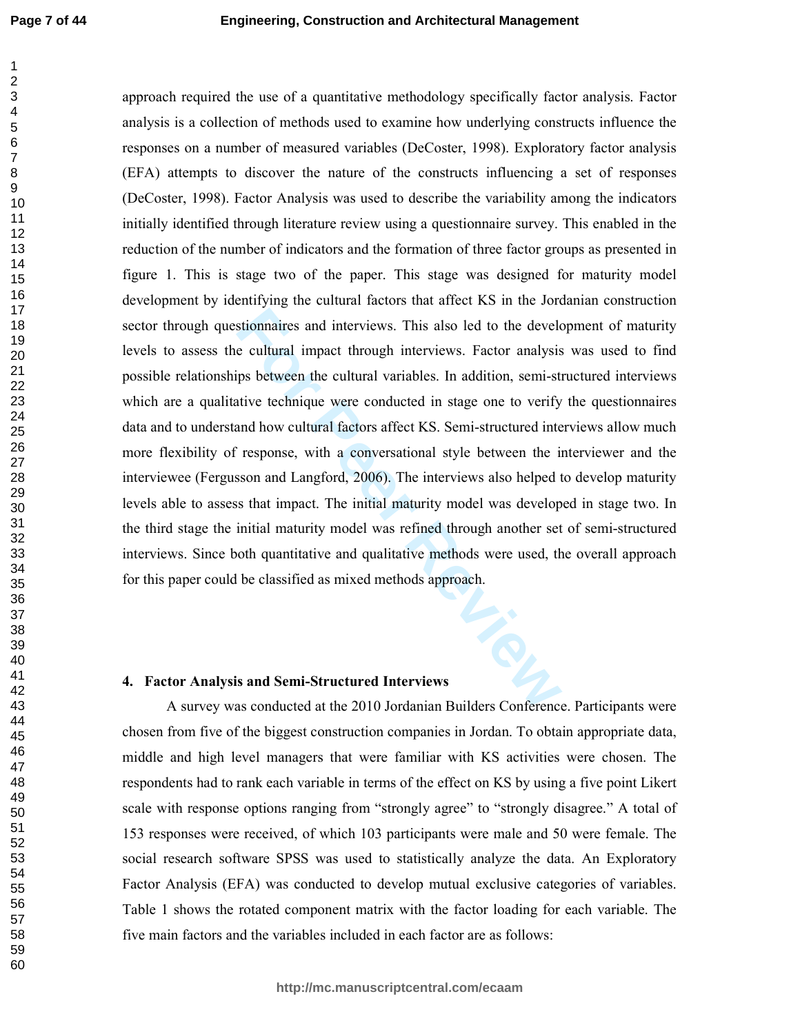approach required the use of a quantitative methodology specifically factor analysis. Factor analysis is a collection of methods used to examine how underlying constructs influence the responses on a number of measured variables (DeCoster, 1998). Exploratory factor analysis (EFA) attempts to discover the nature of the constructs influencing a set of responses (DeCoster, 1998). Factor Analysis was used to describe the variability among the indicators initially identified through literature review using a questionnaire survey. This enabled in the reduction of the number of indicators and the formation of three factor groups as presented in figure 1. This is stage two of the paper. This stage was designed for maturity model development by identifying the cultural factors that affect KS in the Jordanian construction sector through questionnaires and interviews. This also led to the development of maturity levels to assess the cultural impact through interviews. Factor analysis was used to find possible relationships between the cultural variables. In addition, semi-structured interviews which are a qualitative technique were conducted in stage one to verify the questionnaires data and to understand how cultural factors affect KS. Semi-structured interviews allow much more flexibility of response, with a conversational style between the interviewer and the interviewee (Fergusson and Langford, 2006). The interviews also helped to develop maturity levels able to assess that impact. The initial maturity model was developed in stage two. In the third stage the initial maturity model was refined through another set of semi-structured interviews. Since both quantitative and qualitative methods were used, the overall approach for this paper could be classified as mixed methods approach.

## 4. Factor Analysis and Semi-Structured Interviews

A survey was conducted at the 2010 Jordanian Builders Conference. Participants were chosen from five of the biggest construction companies in Jordan. To obtain appropriate data, middle and high level managers that were familiar with KS activities were chosen. The respondents had to rank each variable in terms of the effect on KS by using a five point Likert scale with response options ranging from "strongly agree" to "strongly disagree." A total of 153 responses were received, of which 103 participants were male and 50 were female. The social research software SPSS was used to statistically analyze the data. An Exploratory Factor Analysis (EFA) was conducted to develop mutual exclusive categories of variables. Table 1 shows the rotated component matrix with the factor loading for each variable. The five main factors and the variables included in each factor are as follows: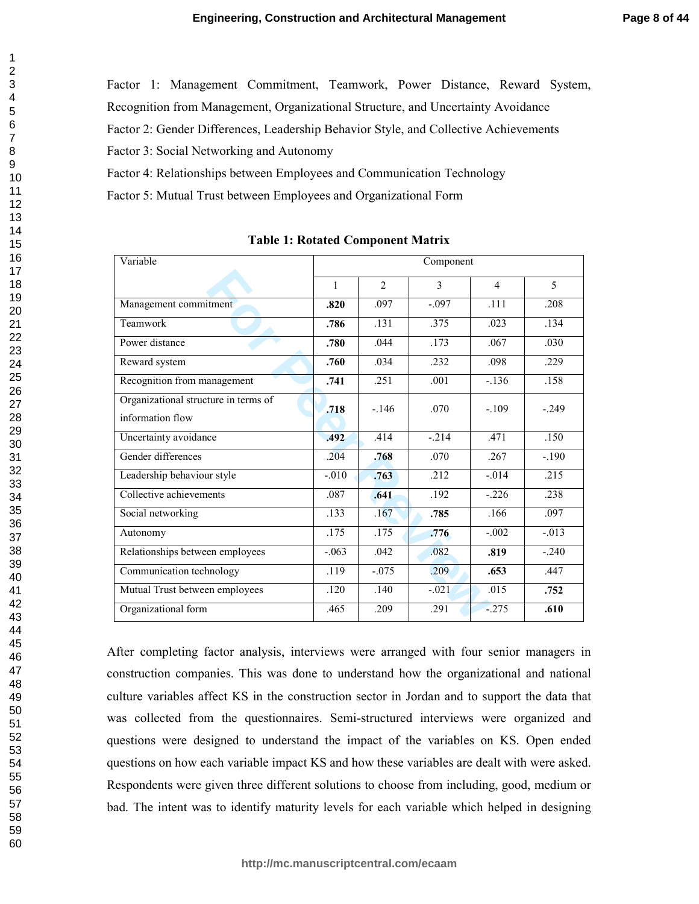Factor 1: Management Commitment, Teamwork, Power Distance, Reward System, Recognition from Management, Organizational Structure, and Uncertainty Avoidance

Factor 2: Gender Differences, Leadership Behavior Style, and Collective Achievements

Factor 3: Social Networking and Autonomy

Factor 4: Relationships between Employees and Communication Technology

Factor 5: Mutual Trust between Employees and Organizational Form

**Table 1: Rotated Component Matrix**

| Variable | Component | | | | |
|---|---|---|---|---|---|
| | 1 | 2 | 3 | 4 | 5 |
| Management commitment | **.820** | .097 | -.097 | .111 | .208 |
| Teamwork | **.786** | .131 | .375 | .023 | .134 |
| Power distance | **.780** | .044 | .173 | .067 | .030 |
| Reward system | **.760** | .034 | .232 | .098 | .229 |
| Recognition from management | **.741** | .251 | .001 | -.136 | .158 |
| Organizational structure in terms of information flow | **.718** | -.146 | .070 | -.109 | -.249 |
| Uncertainty avoidance | **.492** | .414 | -.214 | .471 | .150 |
| Gender differences | .204 | **.768** | .070 | .267 | -.190 |
| Leadership behaviour style | -.010 | **.763** | .212 | -.014 | .215 |
| Collective achievements | .087 | **.641** | .192 | -.226 | .238 |
| Social networking | .133 | .167 | **.785** | .166 | .097 |
| Autonomy | .175 | .175 | **.776** | -.002 | -.013 |
| Relationships between employees | -.063 | .042 | .082 | **.819** | -.240 |
| Communication technology | .119 | -.075 | .209 | **.653** | .447 |
| Mutual Trust between employees | .120 | .140 | -.021 | .015 | **.752** |
| Organizational form | .465 | .209 | .291 | -.275 | **.610** |

After completing factor analysis, interviews were arranged with four senior managers in construction companies. This was done to understand how the organizational and national culture variables affect KS in the construction sector in Jordan and to support the data that was collected from the questionnaires. Semi-structured interviews were organized and questions were designed to understand the impact of the variables on KS. Open ended questions on how each variable impact KS and how these variables are dealt with were asked. Respondents were given three different solutions to choose from including, good, medium or bad. The intent was to identify maturity levels for each variable which helped in designing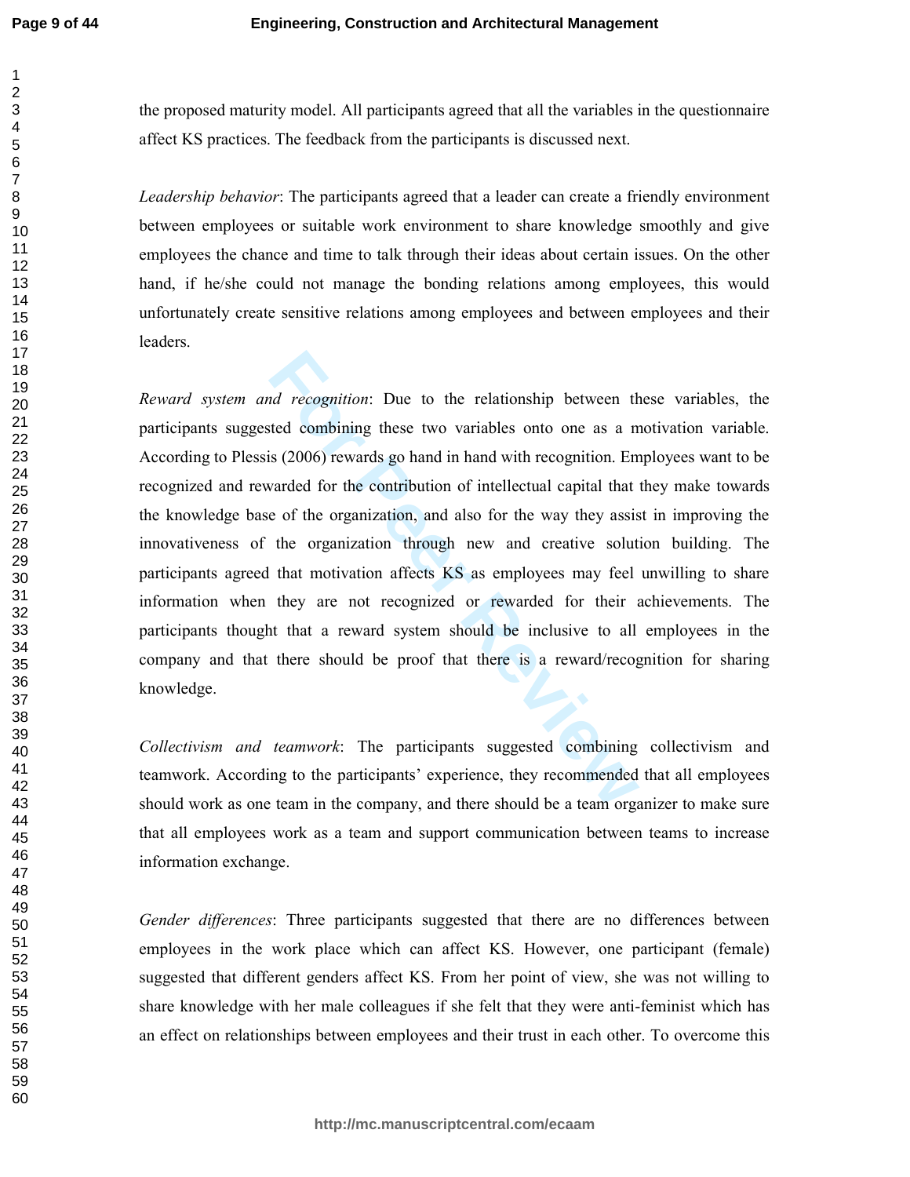the proposed maturity model. All participants agreed that all the variables in the questionnaire affect KS practices. The feedback from the participants is discussed next.

*Leadership behavior*: The participants agreed that a leader can create a friendly environment between employees or suitable work environment to share knowledge smoothly and give employees the chance and time to talk through their ideas about certain issues. On the other hand, if he/she could not manage the bonding relations among employees, this would unfortunately create sensitive relations among employees and between employees and their leaders.

*Reward system and recognition*: Due to the relationship between these variables, the participants suggested combining these two variables onto one as a motivation variable. According to Plessis (2006) rewards go hand in hand with recognition. Employees want to be recognized and rewarded for the contribution of intellectual capital that they make towards the knowledge base of the organization, and also for the way they assist in improving the innovativeness of the organization through new and creative solution building. The participants agreed that motivation affects KS as employees may feel unwilling to share information when they are not recognized or rewarded for their achievements. The participants thought that a reward system should be inclusive to all employees in the company and that there should be proof that there is a reward/recognition for sharing knowledge.

*Collectivism and teamwork*: The participants suggested combining collectivism and teamwork. According to the participants' experience, they recommended that all employees should work as one team in the company, and there should be a team organizer to make sure that all employees work as a team and support communication between teams to increase information exchange.

*Gender differences*: Three participants suggested that there are no differences between employees in the work place which can affect KS. However, one participant (female) suggested that different genders affect KS. From her point of view, she was not willing to share knowledge with her male colleagues if she felt that they were anti-feminist which has an effect on relationships between employees and their trust in each other. To overcome this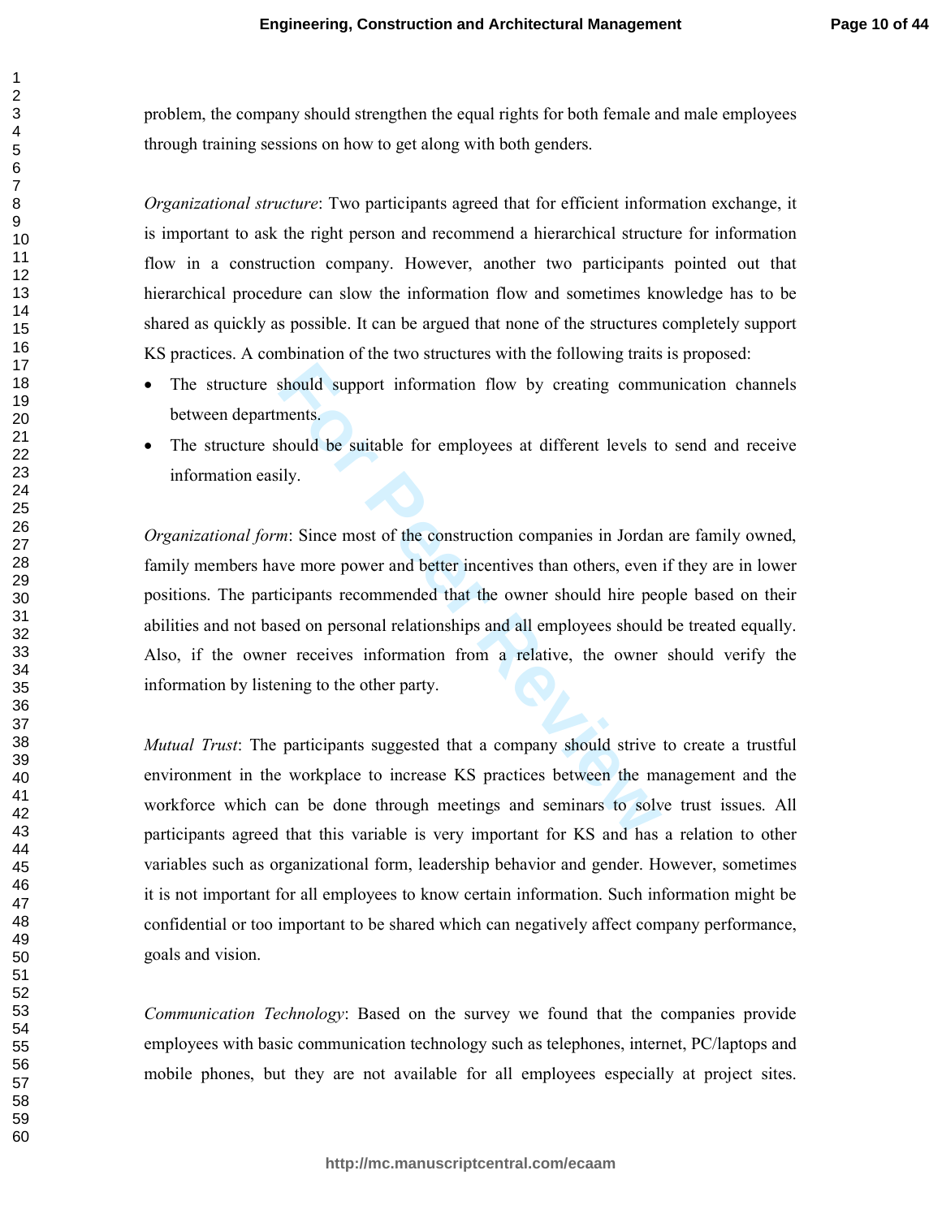problem, the company should strengthen the equal rights for both female and male employees through training sessions on how to get along with both genders.

*Organizational structure*: Two participants agreed that for efficient information exchange, it is important to ask the right person and recommend a hierarchical structure for information flow in a construction company. However, another two participants pointed out that hierarchical procedure can slow the information flow and sometimes knowledge has to be shared as quickly as possible. It can be argued that none of the structures completely support KS practices. A combination of the two structures with the following traits is proposed:

- The structure should support information flow by creating communication channels between departments.
- The structure should be suitable for employees at different levels to send and receive information easily.

*Organizational form*: Since most of the construction companies in Jordan are family owned, family members have more power and better incentives than others, even if they are in lower positions. The participants recommended that the owner should hire people based on their abilities and not based on personal relationships and all employees should be treated equally. Also, if the owner receives information from a relative, the owner should verify the information by listening to the other party.

*Mutual Trust*: The participants suggested that a company should strive to create a trustful environment in the workplace to increase KS practices between the management and the workforce which can be done through meetings and seminars to solve trust issues. All participants agreed that this variable is very important for KS and has a relation to other variables such as organizational form, leadership behavior and gender. However, sometimes it is not important for all employees to know certain information. Such information might be confidential or too important to be shared which can negatively affect company performance, goals and vision.

*Communication Technology*: Based on the survey we found that the companies provide employees with basic communication technology such as telephones, internet, PC/laptops and mobile phones, but they are not available for all employees especially at project sites.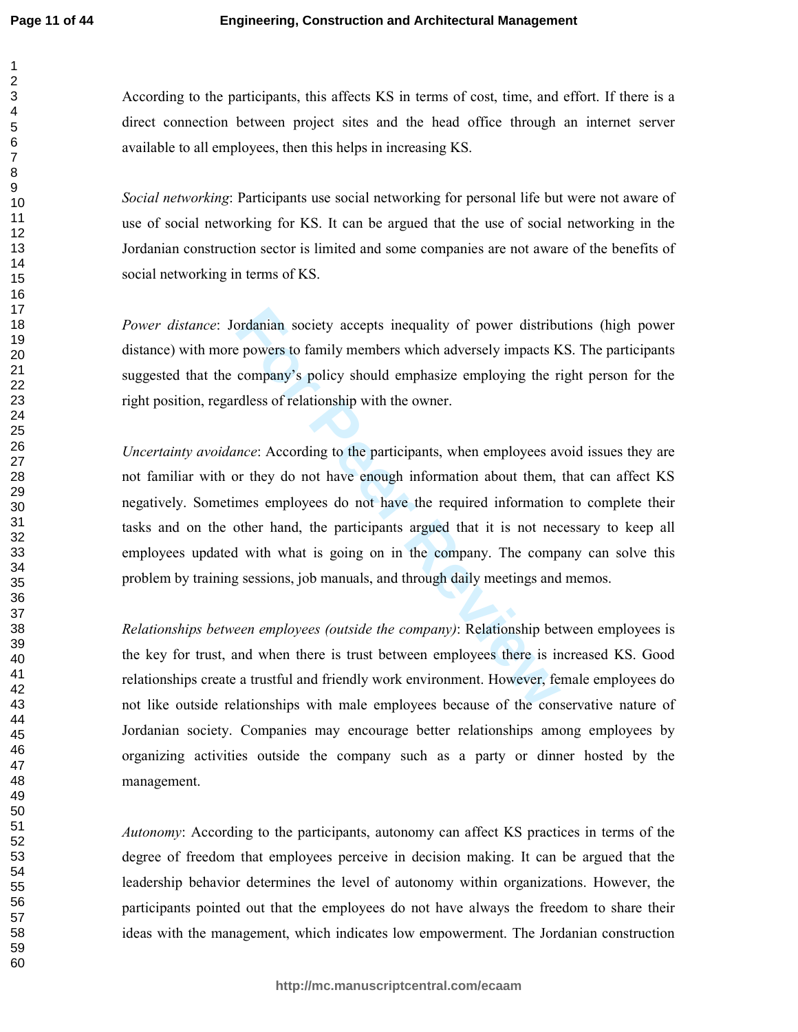According to the participants, this affects KS in terms of cost, time, and effort. If there is a direct connection between project sites and the head office through an internet server available to all employees, then this helps in increasing KS.

*Social networking*: Participants use social networking for personal life but were not aware of use of social networking for KS. It can be argued that the use of social networking in the Jordanian construction sector is limited and some companies are not aware of the benefits of social networking in terms of KS.

*Power distance*: Jordanian society accepts inequality of power distributions (high power distance) with more powers to family members which adversely impacts KS. The participants suggested that the company's policy should emphasize employing the right person for the right position, regardless of relationship with the owner.

*Uncertainty avoidance*: According to the participants, when employees avoid issues they are not familiar with or they do not have enough information about them, that can affect KS negatively. Sometimes employees do not have the required information to complete their tasks and on the other hand, the participants argued that it is not necessary to keep all employees updated with what is going on in the company. The company can solve this problem by training sessions, job manuals, and through daily meetings and memos.

*Relationships between employees (outside the company)*: Relationship between employees is the key for trust, and when there is trust between employees there is increased KS. Good relationships create a trustful and friendly work environment. However, female employees do not like outside relationships with male employees because of the conservative nature of Jordanian society. Companies may encourage better relationships among employees by organizing activities outside the company such as a party or dinner hosted by the management.

*Autonomy*: According to the participants, autonomy can affect KS practices in terms of the degree of freedom that employees perceive in decision making. It can be argued that the leadership behavior determines the level of autonomy within organizations. However, the participants pointed out that the employees do not have always the freedom to share their ideas with the management, which indicates low empowerment. The Jordanian construction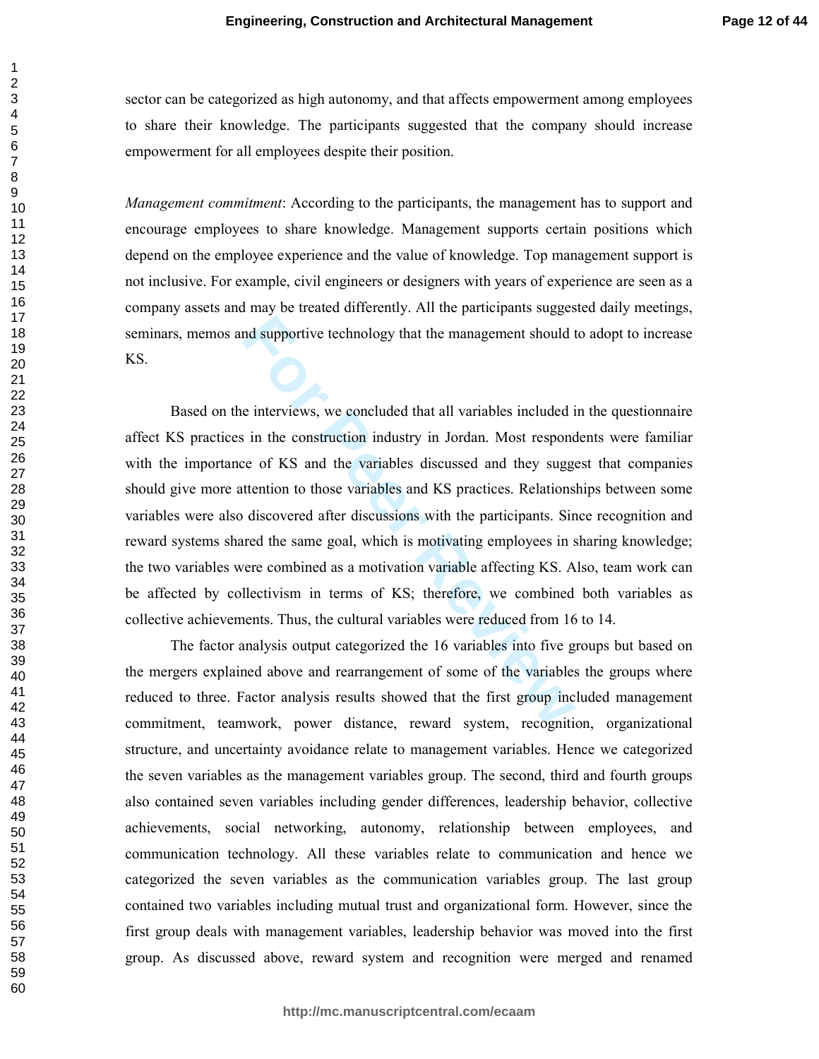sector can be categorized as high autonomy, and that affects empowerment among employees to share their knowledge. The participants suggested that the company should increase empowerment for all employees despite their position.

*Management commitment*: According to the participants, the management has to support and encourage employees to share knowledge. Management supports certain positions which depend on the employee experience and the value of knowledge. Top management support is not inclusive. For example, civil engineers or designers with years of experience are seen as a company assets and may be treated differently. All the participants suggested daily meetings, seminars, memos and supportive technology that the management should to adopt to increase KS.

Based on the interviews, we concluded that all variables included in the questionnaire affect KS practices in the construction industry in Jordan. Most respondents were familiar with the importance of KS and the variables discussed and they suggest that companies should give more attention to those variables and KS practices. Relationships between some variables were also discovered after discussions with the participants. Since recognition and reward systems shared the same goal, which is motivating employees in sharing knowledge; the two variables were combined as a motivation variable affecting KS. Also, team work can be affected by collectivism in terms of KS; therefore, we combined both variables as collective achievements. Thus, the cultural variables were reduced from 16 to 14.

The factor analysis output categorized the 16 variables into five groups but based on the mergers explained above and rearrangement of some of the variables the groups where reduced to three. Factor analysis results showed that the first group included management commitment, teamwork, power distance, reward system, recognition, organizational structure, and uncertainty avoidance relate to management variables. Hence we categorized the seven variables as the management variables group. The second, third and fourth groups also contained seven variables including gender differences, leadership behavior, collective achievements, social networking, autonomy, relationship between employees, and communication technology. All these variables relate to communication and hence we categorized the seven variables as the communication variables group. The last group contained two variables including mutual trust and organizational form. However, since the first group deals with management variables, leadership behavior was moved into the first group. As discussed above, reward system and recognition were merged and renamed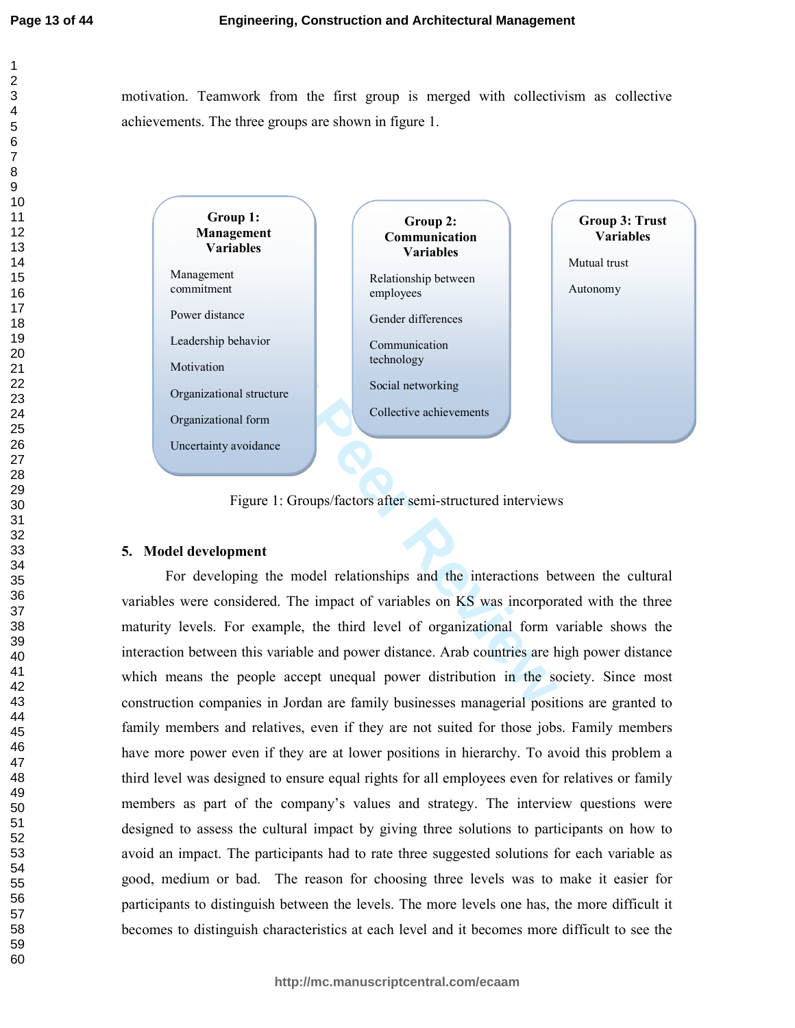motivation. Teamwork from the first group is merged with collectivism as collective achievements. The three groups are shown in figure 1.

**Group 1: Management Variables**

- Management commitment
- Power distance
- Leadership behavior
- Motivation
- Organizational structure
- Organizational form
- Uncertainty avoidance

**Group 2: Communication Variables**

- Relationship between employees
- Gender differences
- Communication technology
- Social networking
- Collective achievements

**Group 3: Trust Variables**

- Mutual trust
- Autonomy

Figure 1: Groups/factors after semi-structured interviews

## 5. Model development

For developing the model relationships and the interactions between the cultural variables were considered. The impact of variables on KS was incorporated with the three maturity levels. For example, the third level of organizational form variable shows the interaction between this variable and power distance. Arab countries are high power distance which means the people accept unequal power distribution in the society. Since most construction companies in Jordan are family businesses managerial positions are granted to family members and relatives, even if they are not suited for those jobs. Family members have more power even if they are at lower positions in hierarchy. To avoid this problem a third level was designed to ensure equal rights for all employees even for relatives or family members as part of the company's values and strategy. The interview questions were designed to assess the cultural impact by giving three solutions to participants on how to avoid an impact. The participants had to rate three suggested solutions for each variable as good, medium or bad. The reason for choosing three levels was to make it easier for participants to distinguish between the levels. The more levels one has, the more difficult it becomes to distinguish characteristics at each level and it becomes more difficult to see the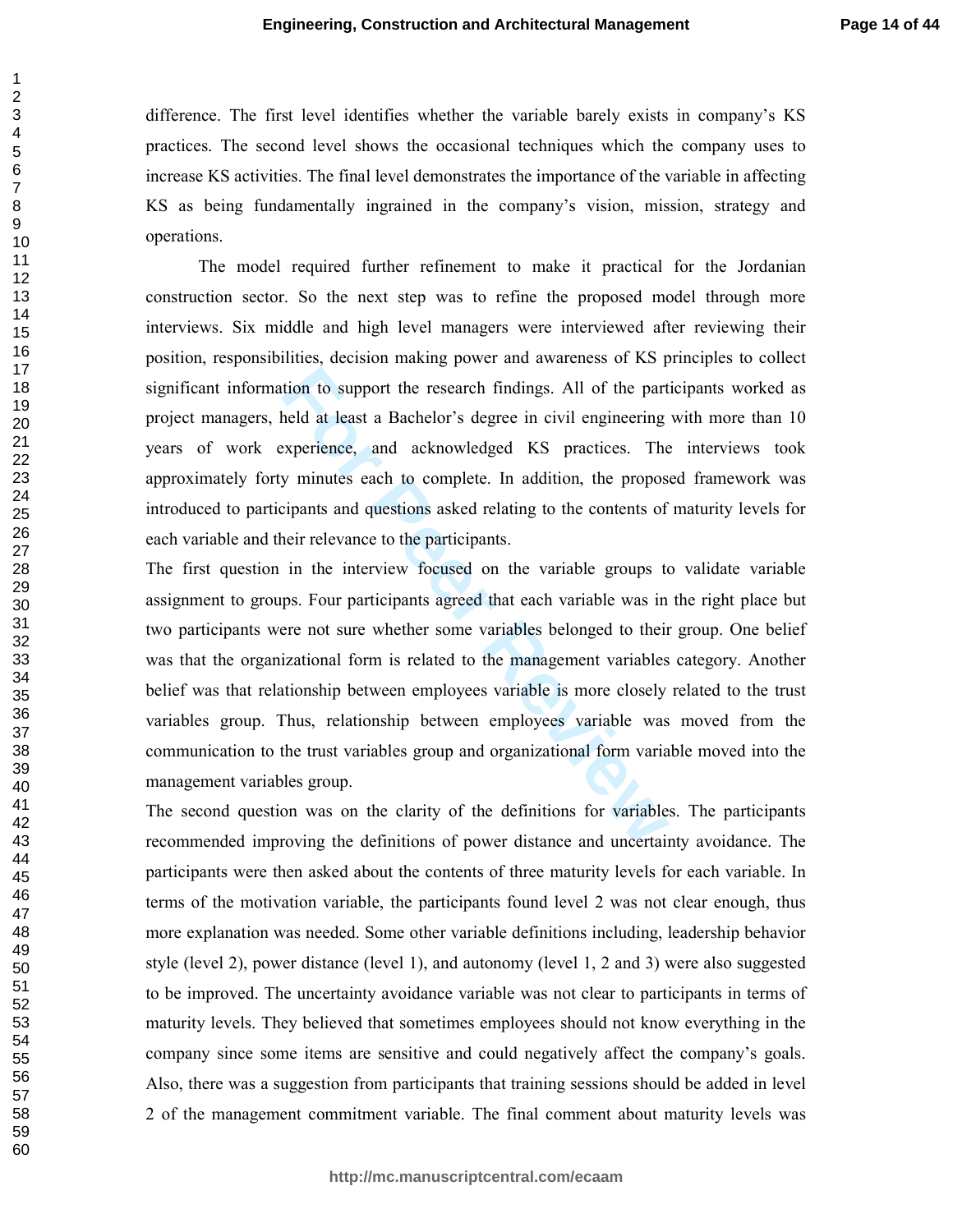difference. The first level identifies whether the variable barely exists in company's KS practices. The second level shows the occasional techniques which the company uses to increase KS activities. The final level demonstrates the importance of the variable in affecting KS as being fundamentally ingrained in the company's vision, mission, strategy and operations.

The model required further refinement to make it practical for the Jordanian construction sector. So the next step was to refine the proposed model through more interviews. Six middle and high level managers were interviewed after reviewing their position, responsibilities, decision making power and awareness of KS principles to collect significant information to support the research findings. All of the participants worked as project managers, held at least a Bachelor's degree in civil engineering with more than 10 years of work experience, and acknowledged KS practices. The interviews took approximately forty minutes each to complete. In addition, the proposed framework was introduced to participants and questions asked relating to the contents of maturity levels for each variable and their relevance to the participants.

The first question in the interview focused on the variable groups to validate variable assignment to groups. Four participants agreed that each variable was in the right place but two participants were not sure whether some variables belonged to their group. One belief was that the organizational form is related to the management variables category. Another belief was that relationship between employees variable is more closely related to the trust variables group. Thus, relationship between employees variable was moved from the communication to the trust variables group and organizational form variable moved into the management variables group.

The second question was on the clarity of the definitions for variables. The participants recommended improving the definitions of power distance and uncertainty avoidance. The participants were then asked about the contents of three maturity levels for each variable. In terms of the motivation variable, the participants found level 2 was not clear enough, thus more explanation was needed. Some other variable definitions including, leadership behavior style (level 2), power distance (level 1), and autonomy (level 1, 2 and 3) were also suggested to be improved. The uncertainty avoidance variable was not clear to participants in terms of maturity levels. They believed that sometimes employees should not know everything in the company since some items are sensitive and could negatively affect the company's goals. Also, there was a suggestion from participants that training sessions should be added in level 2 of the management commitment variable. The final comment about maturity levels was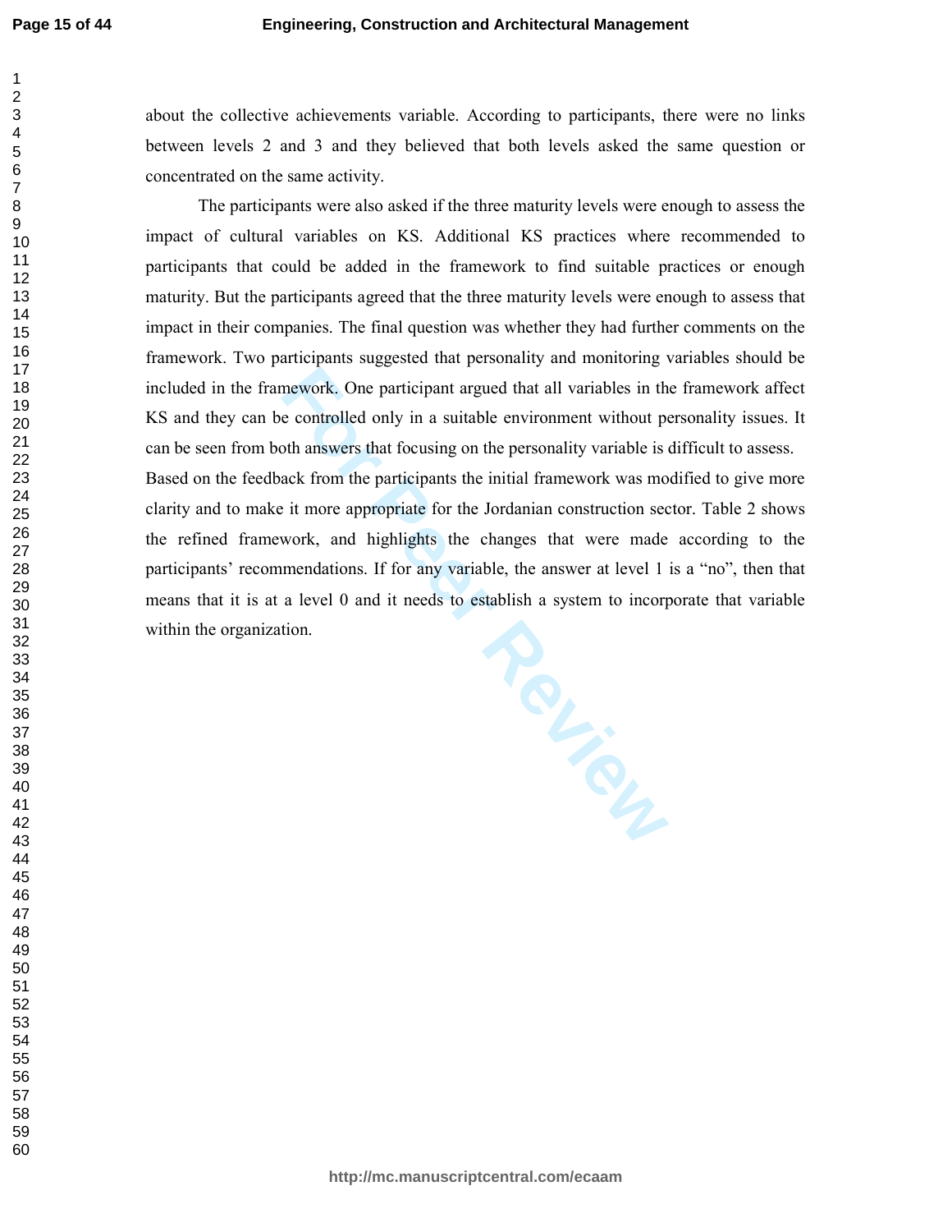about the collective achievements variable. According to participants, there were no links between levels 2 and 3 and they believed that both levels asked the same question or concentrated on the same activity.

The participants were also asked if the three maturity levels were enough to assess the impact of cultural variables on KS. Additional KS practices where recommended to participants that could be added in the framework to find suitable practices or enough maturity. But the participants agreed that the three maturity levels were enough to assess that impact in their companies. The final question was whether they had further comments on the framework. Two participants suggested that personality and monitoring variables should be included in the framework. One participant argued that all variables in the framework affect KS and they can be controlled only in a suitable environment without personality issues. It can be seen from both answers that focusing on the personality variable is difficult to assess.
Based on the feedback from the participants the initial framework was modified to give more clarity and to make it more appropriate for the Jordanian construction sector. Table 2 shows the refined framework, and highlights the changes that were made according to the participants' recommendations. If for any variable, the answer at level 1 is a "no", then that means that it is at a level 0 and it needs to establish a system to incorporate that variable within the organization.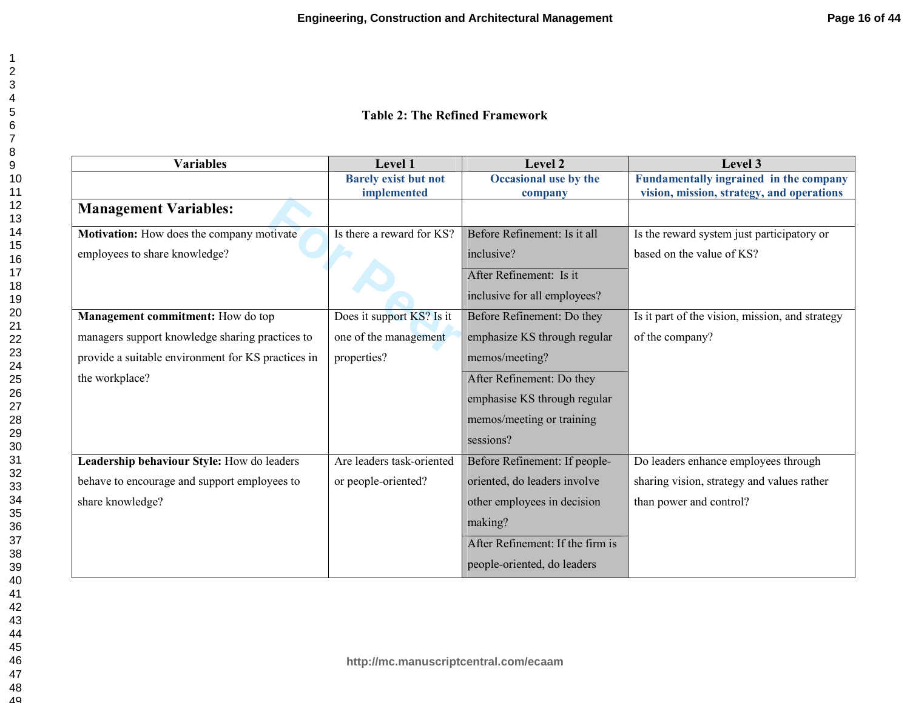**Table 2: The Refined Framework**

| Variables | Level 1 | Level 2 | Level 3 |
|---|---|---|---|
| | **Barely exist but not implemented** | **Occasional use by the company** | **Fundamentally ingrained in the company vision, mission, strategy, and operations** |
| **Management Variables:** | | | |
| **Motivation:** How does the company motivate employees to share knowledge? | Is there a reward for KS? | Before Refinement: Is it all inclusive?<br>After Refinement: Is it inclusive for all employees? | Is the reward system just participatory or based on the value of KS? |
| **Management commitment:** How do top managers support knowledge sharing practices to provide a suitable environment for KS practices in the workplace? | Does it support KS? Is it one of the management properties? | Before Refinement: Do they emphasize KS through regular memos/meeting?<br>After Refinement: Do they emphasise KS through regular memos/meeting or training sessions? | Is it part of the vision, mission, and strategy of the company? |
| **Leadership behaviour Style:** How do leaders behave to encourage and support employees to share knowledge? | Are leaders task-oriented or people-oriented? | Before Refinement: If people-oriented, do leaders involve other employees in decision making?<br>After Refinement: If the firm is people-oriented, do leaders | Do leaders enhance employees through sharing vision, strategy and values rather than power and control? |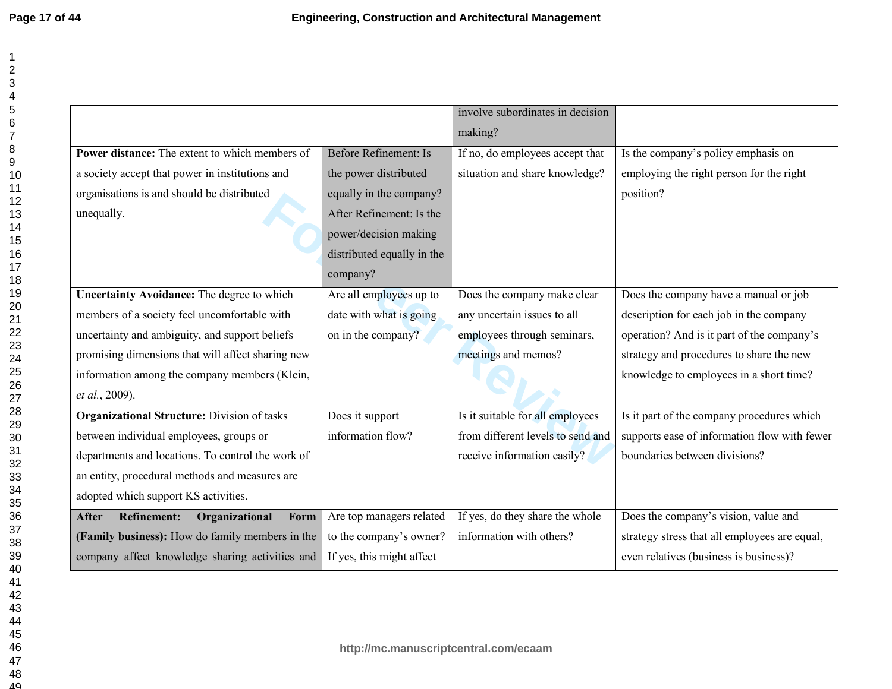| | | | |
|---|---|---|---|
| | | involve subordinates in decision making? | |
| **Power distance:** The extent to which members of a society accept that power in institutions and organisations is and should be distributed unequally. | Before Refinement: Is the power distributed equally in the company? After Refinement: Is the power/decision making distributed equally in the company? | If no, do employees accept that situation and share knowledge? | Is the company's policy emphasis on employing the right person for the right position? |
| **Uncertainty Avoidance:** The degree to which members of a society feel uncomfortable with uncertainty and ambiguity, and support beliefs promising dimensions that will affect sharing new information among the company members (Klein, *et al.*, 2009). | Are all employees up to date with what is going on in the company? | Does the company make clear any uncertain issues to all employees through seminars, meetings and memos? | Does the company have a manual or job description for each job in the company operation? And is it part of the company's strategy and procedures to share the new knowledge to employees in a short time? |
| **Organizational Structure:** Division of tasks between individual employees, groups or departments and locations. To control the work of an entity, procedural methods and measures are adopted which support KS activities. | Does it support information flow? | Is it suitable for all employees from different levels to send and receive information easily? | Is it part of the company procedures which supports ease of information flow with fewer boundaries between divisions? |
| **After Refinement: Organizational Form (Family business):** How do family members in the company affect knowledge sharing activities and | Are top managers related to the company's owner? If yes, this might affect | If yes, do they share the whole information with others? | Does the company's vision, value and strategy stress that all employees are equal, even relatives (business is business)? |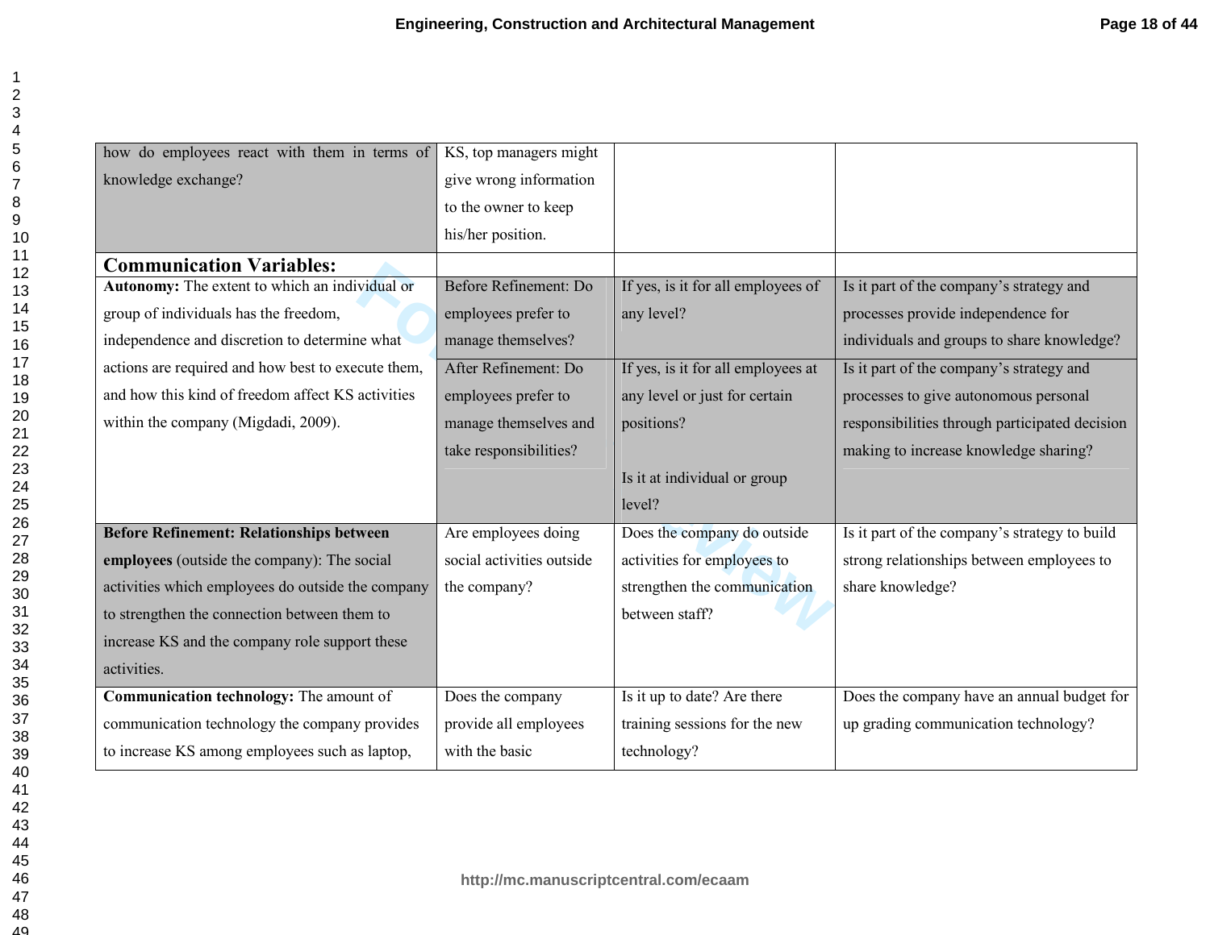| | | | |
|---|---|---|---|
| how do employees react with them in terms of knowledge exchange? | KS, top managers might give wrong information to the owner to keep his/her position. | | |
| **Communication Variables:** | | | |
| **Autonomy:** The extent to which an individual or group of individuals has the freedom, independence and discretion to determine what actions are required and how best to execute them, and how this kind of freedom affect KS activities within the company (Migdadi, 2009). | Before Refinement: Do employees prefer to manage themselves? | If yes, is it for all employees of any level? | Is it part of the company's strategy and processes provide independence for individuals and groups to share knowledge? |
| | After Refinement: Do employees prefer to manage themselves and take responsibilities? | If yes, is it for all employees at any level or just for certain positions?<br><br>Is it at individual or group level? | Is it part of the company's strategy and processes to give autonomous personal responsibilities through participated decision making to increase knowledge sharing? |
| **Before Refinement: Relationships between employees** (outside the company): The social activities which employees do outside the company to strengthen the connection between them to increase KS and the company role support these activities. | Are employees doing social activities outside the company? | Does the company do outside activities for employees to strengthen the communication between staff? | Is it part of the company's strategy to build strong relationships between employees to share knowledge? |
| **Communication technology:** The amount of communication technology the company provides to increase KS among employees such as laptop, | Does the company provide all employees with the basic | Is it up to date? Are there training sessions for the new technology? | Does the company have an annual budget for up grading communication technology? |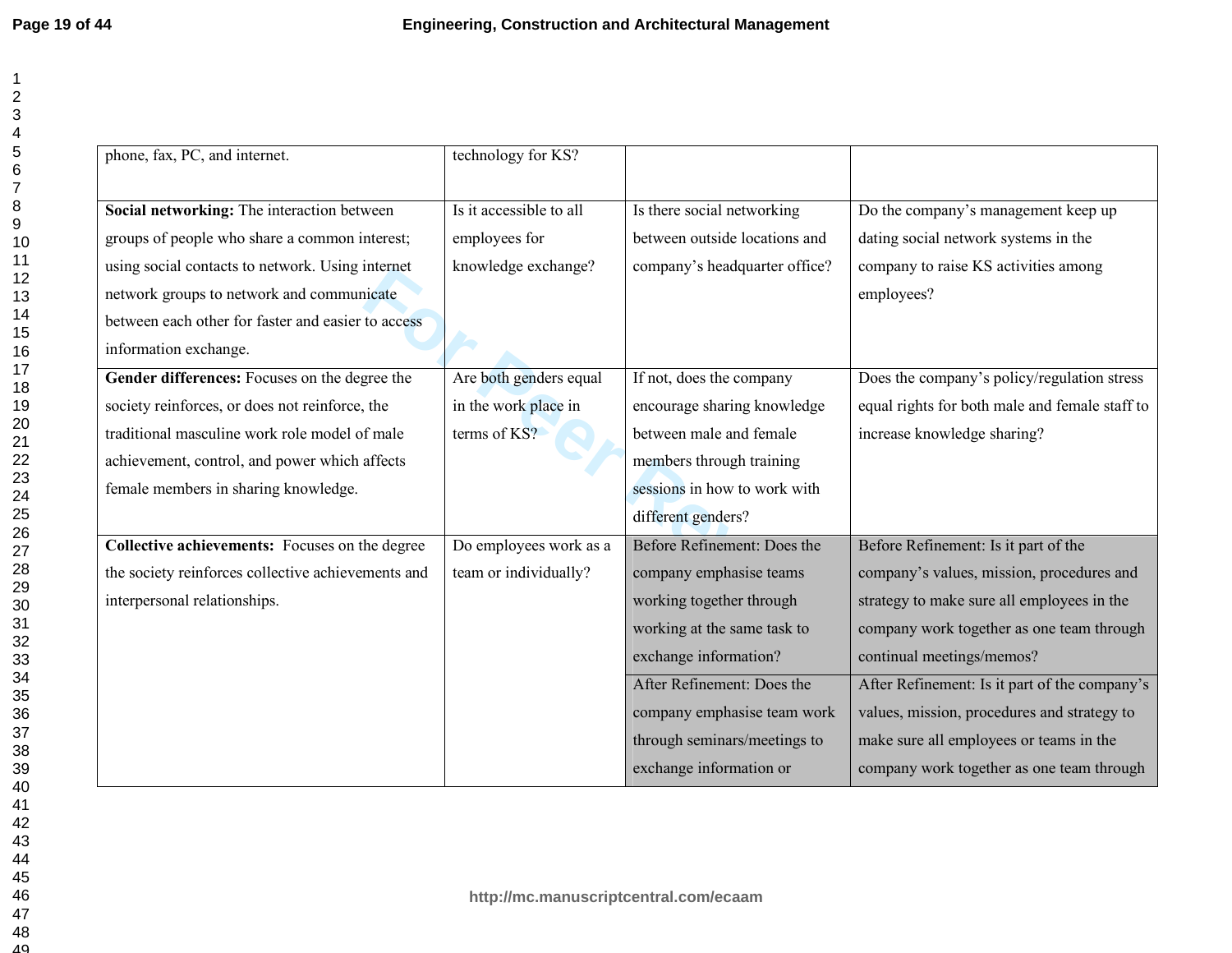| | | | |
|---|---|---|---|
| phone, fax, PC, and internet. | technology for KS? | | |
| **Social networking:** The interaction between groups of people who share a common interest; using social contacts to network. Using internet network groups to network and communicate between each other for faster and easier to access information exchange. | Is it accessible to all employees for knowledge exchange? | Is there social networking between outside locations and company's headquarter office? | Do the company's management keep up dating social network systems in the company to raise KS activities among employees? |
| **Gender differences:** Focuses on the degree the society reinforces, or does not reinforce, the traditional masculine work role model of male achievement, control, and power which affects female members in sharing knowledge. | Are both genders equal in the work place in terms of KS? | If not, does the company encourage sharing knowledge between male and female members through training sessions in how to work with different genders? | Does the company's policy/regulation stress equal rights for both male and female staff to increase knowledge sharing? |
| **Collective achievements:** Focuses on the degree the society reinforces collective achievements and interpersonal relationships. | Do employees work as a team or individually? | Before Refinement: Does the company emphasise teams working together through working at the same task to exchange information? | Before Refinement: Is it part of the company's values, mission, procedures and strategy to make sure all employees in the company work together as one team through continual meetings/memos? |
| | | After Refinement: Does the company emphasise team work through seminars/meetings to exchange information or | After Refinement: Is it part of the company's values, mission, procedures and strategy to make sure all employees or teams in the company work together as one team through |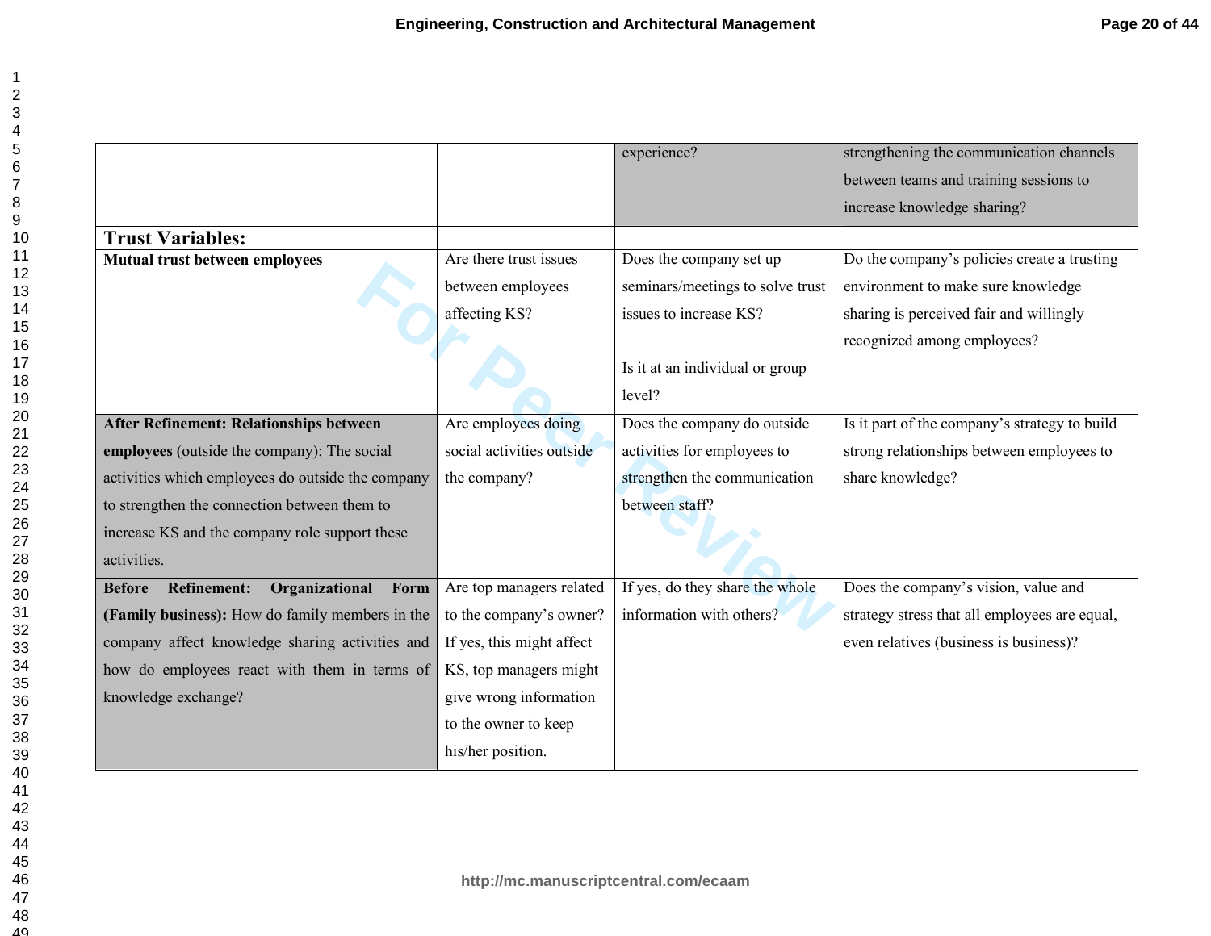| | | experience? | strengthening the communication channels between teams and training sessions to increase knowledge sharing? |
|---|---|---|---|
| **Trust Variables:** | | | |
| **Mutual trust between employees** | Are there trust issues between employees affecting KS? | Does the company set up seminars/meetings to solve trust issues to increase KS?<br><br>Is it at an individual or group level? | Do the company's policies create a trusting environment to make sure knowledge sharing is perceived fair and willingly recognized among employees? |
| **After Refinement: Relationships between employees** (outside the company): The social activities which employees do outside the company to strengthen the connection between them to increase KS and the company role support these activities. | Are employees doing social activities outside the company? | Does the company do outside activities for employees to strengthen the communication between staff? | Is it part of the company's strategy to build strong relationships between employees to share knowledge? |
| **Before Refinement: Organizational Form (Family business):** How do family members in the company affect knowledge sharing activities and how do employees react with them in terms of knowledge exchange? | Are top managers related to the company's owner? If yes, this might affect KS, top managers might give wrong information to the owner to keep his/her position. | If yes, do they share the whole information with others? | Does the company's vision, value and strategy stress that all employees are equal, even relatives (business is business)? |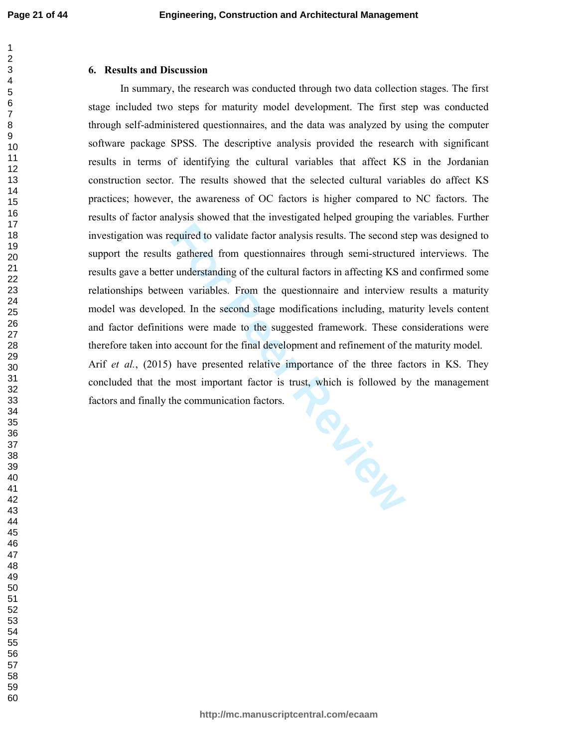## 6. Results and Discussion

In summary, the research was conducted through two data collection stages. The first stage included two steps for maturity model development. The first step was conducted through self-administered questionnaires, and the data was analyzed by using the computer software package SPSS. The descriptive analysis provided the research with significant results in terms of identifying the cultural variables that affect KS in the Jordanian construction sector. The results showed that the selected cultural variables do affect KS practices; however, the awareness of OC factors is higher compared to NC factors. The results of factor analysis showed that the investigated helped grouping the variables. Further investigation was required to validate factor analysis results. The second step was designed to support the results gathered from questionnaires through semi-structured interviews. The results gave a better understanding of the cultural factors in affecting KS and confirmed some relationships between variables. From the questionnaire and interview results a maturity model was developed. In the second stage modifications including, maturity levels content and factor definitions were made to the suggested framework. These considerations were therefore taken into account for the final development and refinement of the maturity model.

Arif *et al.*, (2015) have presented relative importance of the three factors in KS. They concluded that the most important factor is trust, which is followed by the management factors and finally the communication factors.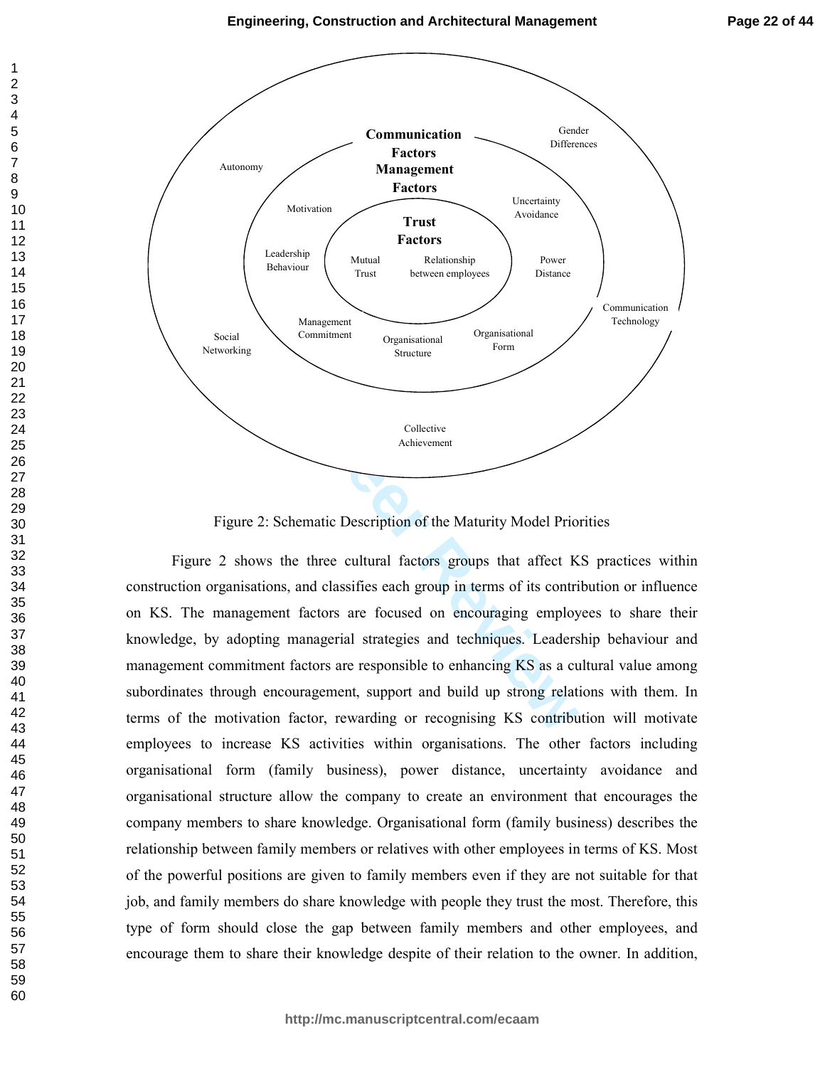Figure 2: Schematic Description of the Maturity Model Priorities

Figure 2 shows the three cultural factors groups that affect KS practices within construction organisations, and classifies each group in terms of its contribution or influence on KS. The management factors are focused on encouraging employees to share their knowledge, by adopting managerial strategies and techniques. Leadership behaviour and management commitment factors are responsible to enhancing KS as a cultural value among subordinates through encouragement, support and build up strong relations with them. In terms of the motivation factor, rewarding or recognising KS contribution will motivate employees to increase KS activities within organisations. The other factors including organisational form (family business), power distance, uncertainty avoidance and organisational structure allow the company to create an environment that encourages the company members to share knowledge. Organisational form (family business) describes the relationship between family members or relatives with other employees in terms of KS. Most of the powerful positions are given to family members even if they are not suitable for that job, and family members do share knowledge with people they trust the most. Therefore, this type of form should close the gap between family members and other employees, and encourage them to share their knowledge despite of their relation to the owner. In addition,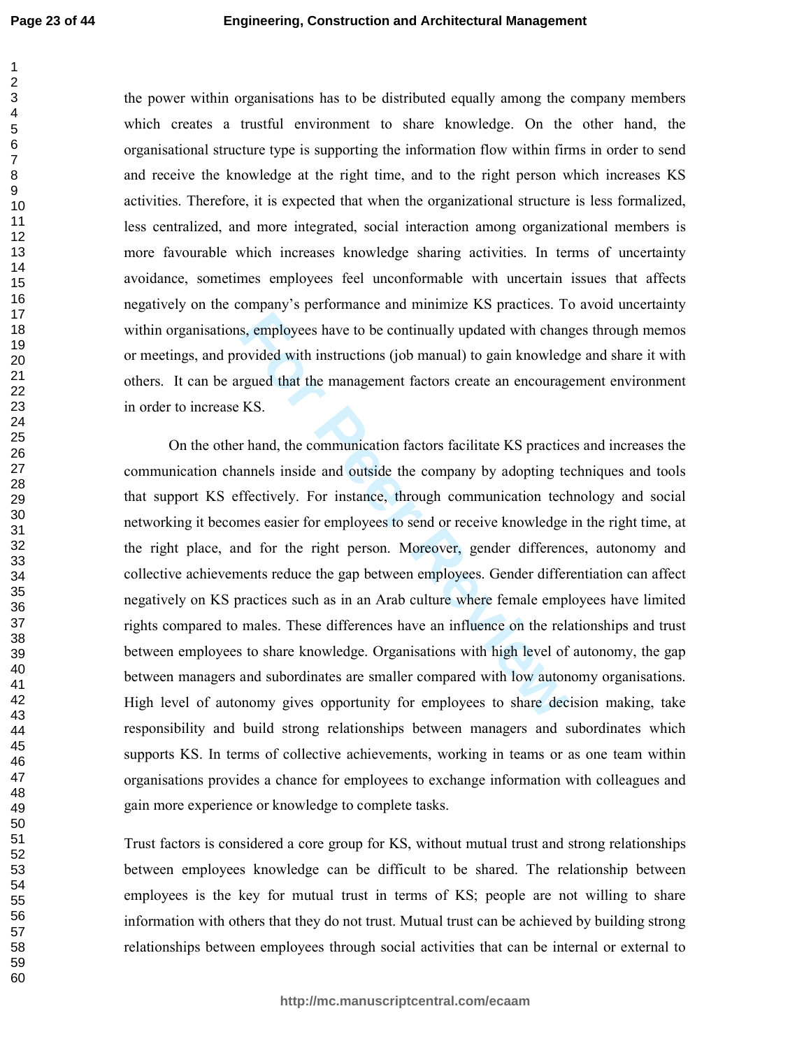the power within organisations has to be distributed equally among the company members which creates a trustful environment to share knowledge. On the other hand, the organisational structure type is supporting the information flow within firms in order to send and receive the knowledge at the right time, and to the right person which increases KS activities. Therefore, it is expected that when the organizational structure is less formalized, less centralized, and more integrated, social interaction among organizational members is more favourable which increases knowledge sharing activities. In terms of uncertainty avoidance, sometimes employees feel unconformable with uncertain issues that affects negatively on the company's performance and minimize KS practices. To avoid uncertainty within organisations, employees have to be continually updated with changes through memos or meetings, and provided with instructions (job manual) to gain knowledge and share it with others. It can be argued that the management factors create an encouragement environment in order to increase KS.

On the other hand, the communication factors facilitate KS practices and increases the communication channels inside and outside the company by adopting techniques and tools that support KS effectively. For instance, through communication technology and social networking it becomes easier for employees to send or receive knowledge in the right time, at the right place, and for the right person. Moreover, gender differences, autonomy and collective achievements reduce the gap between employees. Gender differentiation can affect negatively on KS practices such as in an Arab culture where female employees have limited rights compared to males. These differences have an influence on the relationships and trust between employees to share knowledge. Organisations with high level of autonomy, the gap between managers and subordinates are smaller compared with low autonomy organisations. High level of autonomy gives opportunity for employees to share decision making, take responsibility and build strong relationships between managers and subordinates which supports KS. In terms of collective achievements, working in teams or as one team within organisations provides a chance for employees to exchange information with colleagues and gain more experience or knowledge to complete tasks.

Trust factors is considered a core group for KS, without mutual trust and strong relationships between employees knowledge can be difficult to be shared. The relationship between employees is the key for mutual trust in terms of KS; people are not willing to share information with others that they do not trust. Mutual trust can be achieved by building strong relationships between employees through social activities that can be internal or external to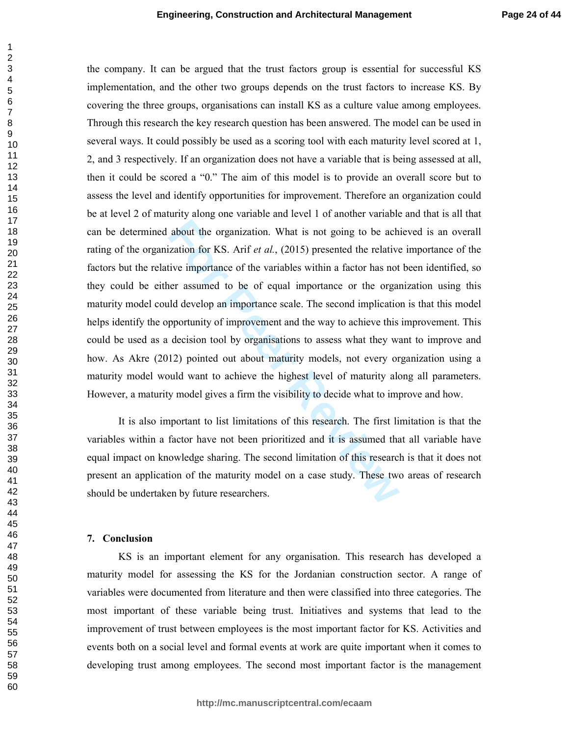the company. It can be argued that the trust factors group is essential for successful KS implementation, and the other two groups depends on the trust factors to increase KS. By covering the three groups, organisations can install KS as a culture value among employees. Through this research the key research question has been answered. The model can be used in several ways. It could possibly be used as a scoring tool with each maturity level scored at 1, 2, and 3 respectively. If an organization does not have a variable that is being assessed at all, then it could be scored a "0." The aim of this model is to provide an overall score but to assess the level and identify opportunities for improvement. Therefore an organization could be at level 2 of maturity along one variable and level 1 of another variable and that is all that can be determined about the organization. What is not going to be achieved is an overall rating of the organization for KS. Arif *et al.*, (2015) presented the relative importance of the factors but the relative importance of the variables within a factor has not been identified, so they could be either assumed to be of equal importance or the organization using this maturity model could develop an importance scale. The second implication is that this model helps identify the opportunity of improvement and the way to achieve this improvement. This could be used as a decision tool by organisations to assess what they want to improve and how. As Akre (2012) pointed out about maturity models, not every organization using a maturity model would want to achieve the highest level of maturity along all parameters. However, a maturity model gives a firm the visibility to decide what to improve and how.

It is also important to list limitations of this research. The first limitation is that the variables within a factor have not been prioritized and it is assumed that all variable have equal impact on knowledge sharing. The second limitation of this research is that it does not present an application of the maturity model on a case study. These two areas of research should be undertaken by future researchers.

## 7. Conclusion

KS is an important element for any organisation. This research has developed a maturity model for assessing the KS for the Jordanian construction sector. A range of variables were documented from literature and then were classified into three categories. The most important of these variable being trust. Initiatives and systems that lead to the improvement of trust between employees is the most important factor for KS. Activities and events both on a social level and formal events at work are quite important when it comes to developing trust among employees. The second most important factor is the management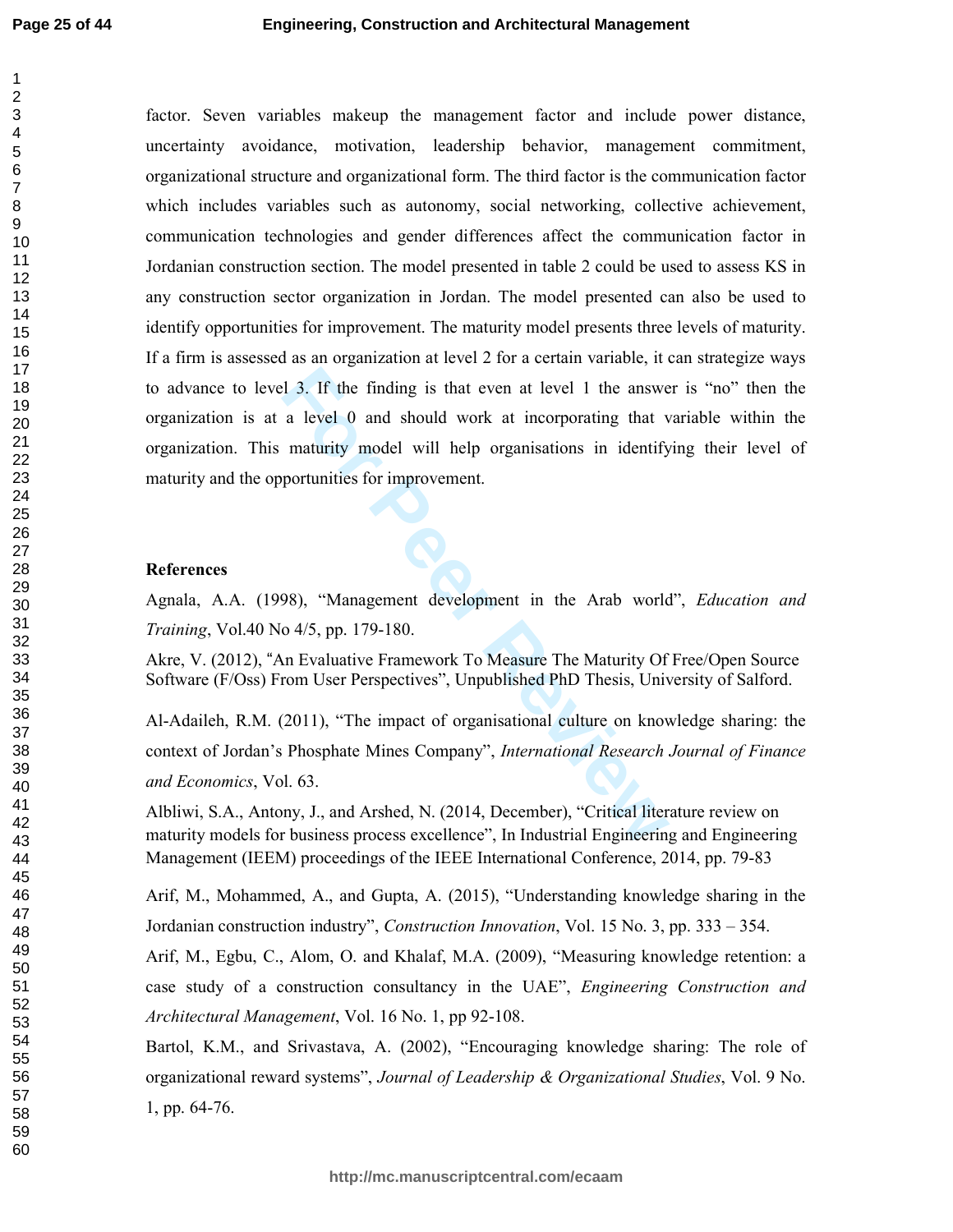factor. Seven variables makeup the management factor and include power distance, uncertainty avoidance, motivation, leadership behavior, management commitment, organizational structure and organizational form. The third factor is the communication factor which includes variables such as autonomy, social networking, collective achievement, communication technologies and gender differences affect the communication factor in Jordanian construction section. The model presented in table 2 could be used to assess KS in any construction sector organization in Jordan. The model presented can also be used to identify opportunities for improvement. The maturity model presents three levels of maturity. If a firm is assessed as an organization at level 2 for a certain variable, it can strategize ways to advance to level 3. If the finding is that even at level 1 the answer is "no" then the organization is at a level 0 and should work at incorporating that variable within the organization. This maturity model will help organisations in identifying their level of maturity and the opportunities for improvement.

## References

Agnala, A.A. (1998), "Management development in the Arab world", *Education and Training*, Vol.40 No 4/5, pp. 179-180.

Akre, V. (2012), "An Evaluative Framework To Measure The Maturity Of Free/Open Source Software (F/Oss) From User Perspectives", Unpublished PhD Thesis, University of Salford.

Al-Adaileh, R.M. (2011), "The impact of organisational culture on knowledge sharing: the context of Jordan's Phosphate Mines Company", *International Research Journal of Finance and Economics*, Vol. 63.

Albliwi, S.A., Antony, J., and Arshed, N. (2014, December), "Critical literature review on maturity models for business process excellence", In Industrial Engineering and Engineering Management (IEEM) proceedings of the IEEE International Conference, 2014, pp. 79-83

Arif, M., Mohammed, A., and Gupta, A. (2015), "Understanding knowledge sharing in the Jordanian construction industry", *Construction Innovation*, Vol. 15 No. 3, pp. 333 – 354.

Arif, M., Egbu, C., Alom, O. and Khalaf, M.A. (2009), "Measuring knowledge retention: a case study of a construction consultancy in the UAE", *Engineering Construction and Architectural Management*, Vol. 16 No. 1, pp 92-108.

Bartol, K.M., and Srivastava, A. (2002), "Encouraging knowledge sharing: The role of organizational reward systems", *Journal of Leadership & Organizational Studies*, Vol. 9 No. 1, pp. 64-76.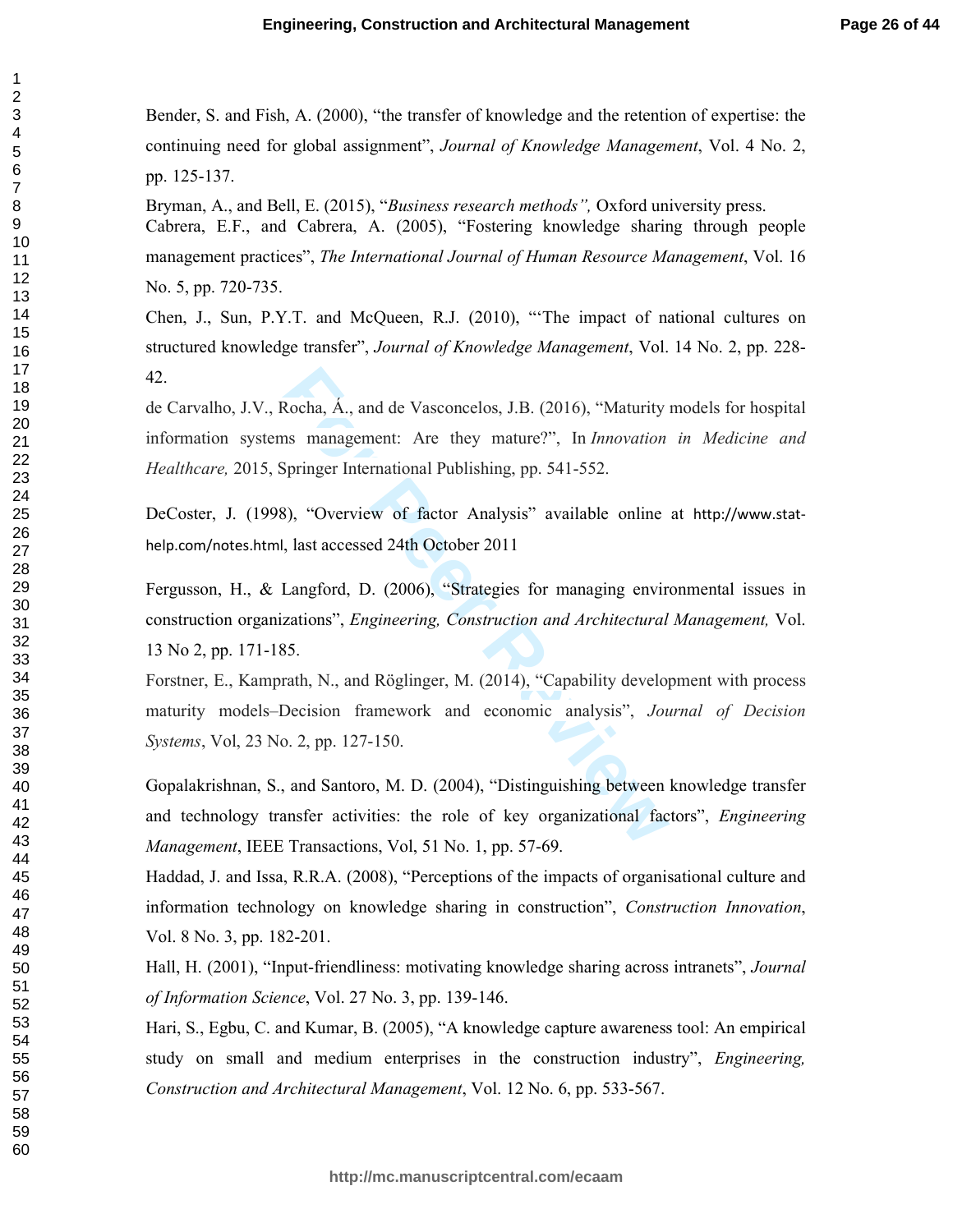Bender, S. and Fish, A. (2000), “the transfer of knowledge and the retention of expertise: the continuing need for global assignment”, *Journal of Knowledge Management*, Vol. 4 No. 2, pp. 125-137.

Bryman, A., and Bell, E. (2015), “*Business research methods”,* Oxford university press.

Cabrera, E.F., and Cabrera, A. (2005), “Fostering knowledge sharing through people management practices”, *The International Journal of Human Resource Management*, Vol. 16 No. 5, pp. 720-735.

Chen, J., Sun, P.Y.T. and McQueen, R.J. (2010), “‘The impact of national cultures on structured knowledge transfer”, *Journal of Knowledge Management*, Vol. 14 No. 2, pp. 228-42.

de Carvalho, J.V., Rocha, Á., and de Vasconcelos, J.B. (2016), “Maturity models for hospital information systems management: Are they mature?”, In *Innovation in Medicine and Healthcare,* 2015, Springer International Publishing, pp. 541-552.

DeCoster, J. (1998), “Overview of factor Analysis” available online at http://www.stat-help.com/notes.html, last accessed 24th October 2011

Fergusson, H., & Langford, D. (2006), “Strategies for managing environmental issues in construction organizations”, *Engineering, Construction and Architectural Management,* Vol. 13 No 2, pp. 171-185.

Forstner, E., Kamprath, N., and Röglinger, M. (2014), “Capability development with process maturity models–Decision framework and economic analysis”, *Journal of Decision Systems*, Vol, 23 No. 2, pp. 127-150.

Gopalakrishnan, S., and Santoro, M. D. (2004), “Distinguishing between knowledge transfer and technology transfer activities: the role of key organizational factors”, *Engineering Management*, IEEE Transactions, Vol, 51 No. 1, pp. 57-69.

Haddad, J. and Issa, R.R.A. (2008), “Perceptions of the impacts of organisational culture and information technology on knowledge sharing in construction”, *Construction Innovation*, Vol. 8 No. 3, pp. 182-201.

Hall, H. (2001), “Input-friendliness: motivating knowledge sharing across intranets”, *Journal of Information Science*, Vol. 27 No. 3, pp. 139-146.

Hari, S., Egbu, C. and Kumar, B. (2005), “A knowledge capture awareness tool: An empirical study on small and medium enterprises in the construction industry”, *Engineering, Construction and Architectural Management*, Vol. 12 No. 6, pp. 533-567.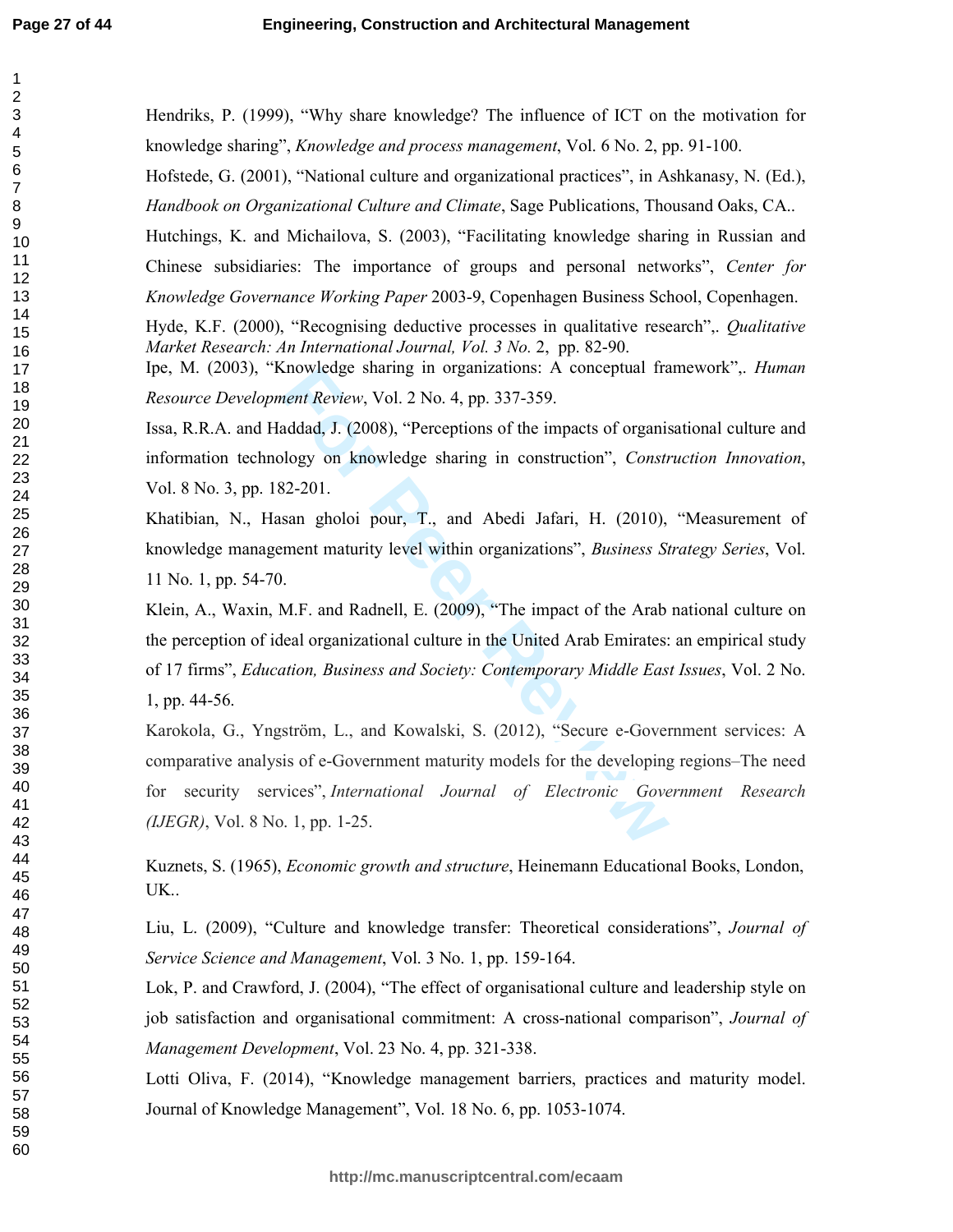Hendriks, P. (1999), "Why share knowledge? The influence of ICT on the motivation for knowledge sharing", *Knowledge and process management*, Vol. 6 No. 2, pp. 91-100.

Hofstede, G. (2001), "National culture and organizational practices", in Ashkanasy, N. (Ed.), *Handbook on Organizational Culture and Climate*, Sage Publications, Thousand Oaks, CA..

Hutchings, K. and Michailova, S. (2003), "Facilitating knowledge sharing in Russian and Chinese subsidiaries: The importance of groups and personal networks", *Center for Knowledge Governance Working Paper* 2003-9, Copenhagen Business School, Copenhagen.

Hyde, K.F. (2000), "Recognising deductive processes in qualitative research",. *Qualitative Market Research: An International Journal, Vol. 3 No.* 2, pp. 82-90.

Ipe, M. (2003), "Knowledge sharing in organizations: A conceptual framework",. *Human Resource Development Review*, Vol. 2 No. 4, pp. 337-359.

Issa, R.R.A. and Haddad, J. (2008), "Perceptions of the impacts of organisational culture and information technology on knowledge sharing in construction", *Construction Innovation*, Vol. 8 No. 3, pp. 182-201.

Khatibian, N., Hasan gholoi pour, T., and Abedi Jafari, H. (2010), "Measurement of knowledge management maturity level within organizations", *Business Strategy Series*, Vol. 11 No. 1, pp. 54-70.

Klein, A., Waxin, M.F. and Radnell, E. (2009), "The impact of the Arab national culture on the perception of ideal organizational culture in the United Arab Emirates: an empirical study of 17 firms", *Education, Business and Society: Contemporary Middle East Issues*, Vol. 2 No. 1, pp. 44-56.

Karokola, G., Yngström, L., and Kowalski, S. (2012), "Secure e-Government services: A comparative analysis of e-Government maturity models for the developing regions–The need for security services", *International Journal of Electronic Government Research (IJEGR)*, Vol. 8 No. 1, pp. 1-25.

Kuznets, S. (1965), *Economic growth and structure*, Heinemann Educational Books, London, UK..

Liu, L. (2009), "Culture and knowledge transfer: Theoretical considerations", *Journal of Service Science and Management*, Vol. 3 No. 1, pp. 159-164.

Lok, P. and Crawford, J. (2004), "The effect of organisational culture and leadership style on job satisfaction and organisational commitment: A cross-national comparison", *Journal of Management Development*, Vol. 23 No. 4, pp. 321-338.

Lotti Oliva, F. (2014), "Knowledge management barriers, practices and maturity model. Journal of Knowledge Management", Vol. 18 No. 6, pp. 1053-1074.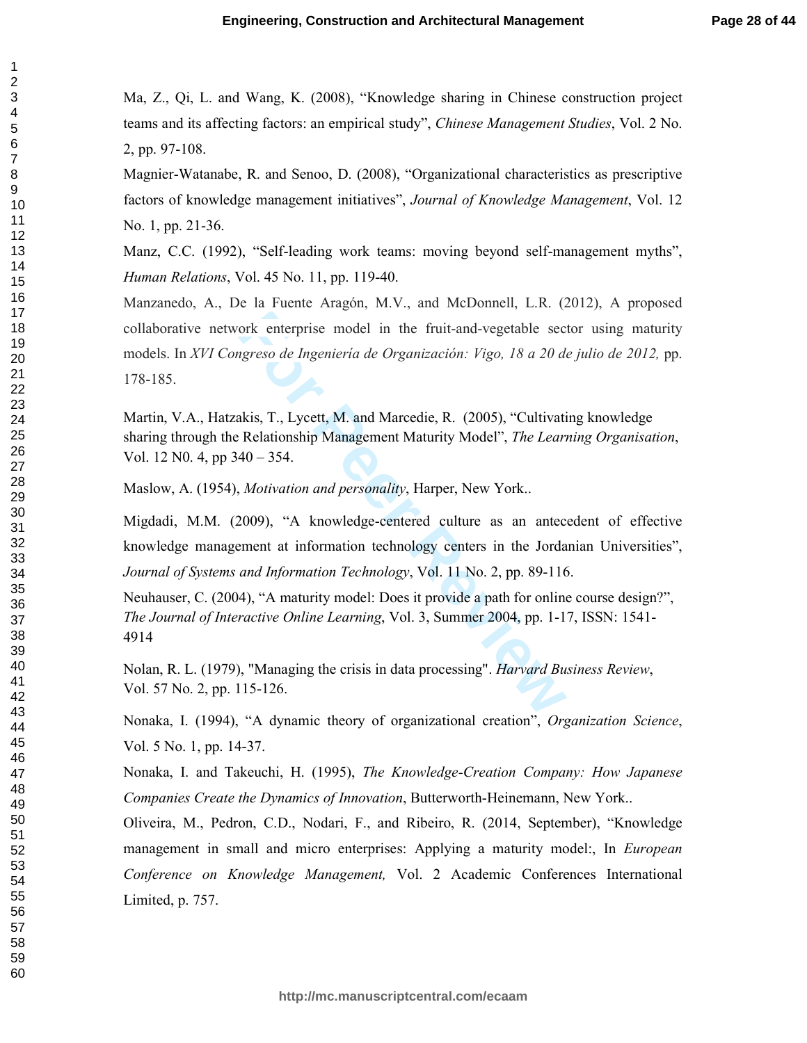Ma, Z., Qi, L. and Wang, K. (2008), "Knowledge sharing in Chinese construction project teams and its affecting factors: an empirical study", *Chinese Management Studies*, Vol. 2 No. 2, pp. 97-108.

Magnier-Watanabe, R. and Senoo, D. (2008), "Organizational characteristics as prescriptive factors of knowledge management initiatives", *Journal of Knowledge Management*, Vol. 12 No. 1, pp. 21-36.

Manz, C.C. (1992), "Self-leading work teams: moving beyond self-management myths", *Human Relations*, Vol. 45 No. 11, pp. 119-40.

Manzanedo, A., De la Fuente Aragón, M.V., and McDonnell, L.R. (2012), A proposed collaborative network enterprise model in the fruit-and-vegetable sector using maturity models. In *XVI Congreso de Ingeniería de Organización: Vigo, 18 a 20 de julio de 2012,* pp. 178-185.

Martin, V.A., Hatzakis, T., Lycett, M. and Marcedie, R. (2005), "Cultivating knowledge sharing through the Relationship Management Maturity Model", *The Learning Organisation*, Vol. 12 N0. 4, pp 340 – 354.

Maslow, A. (1954), *Motivation and personality*, Harper, New York..

Migdadi, M.M. (2009), "A knowledge-centered culture as an antecedent of effective knowledge management at information technology centers in the Jordanian Universities", *Journal of Systems and Information Technology*, Vol. 11 No. 2, pp. 89-116.

Neuhauser, C. (2004), "A maturity model: Does it provide a path for online course design?", *The Journal of Interactive Online Learning*, Vol. 3, Summer 2004, pp. 1-17, ISSN: 1541-4914

Nolan, R. L. (1979), "Managing the crisis in data processing". *Harvard Business Review*, Vol. 57 No. 2, pp. 115-126.

Nonaka, I. (1994), "A dynamic theory of organizational creation", *Organization Science*, Vol. 5 No. 1, pp. 14-37.

Nonaka, I. and Takeuchi, H. (1995), *The Knowledge-Creation Company: How Japanese Companies Create the Dynamics of Innovation*, Butterworth-Heinemann, New York..

Oliveira, M., Pedron, C.D., Nodari, F., and Ribeiro, R. (2014, September), "Knowledge management in small and micro enterprises: Applying a maturity model:, In *European Conference on Knowledge Management,* Vol. 2 Academic Conferences International Limited, p. 757.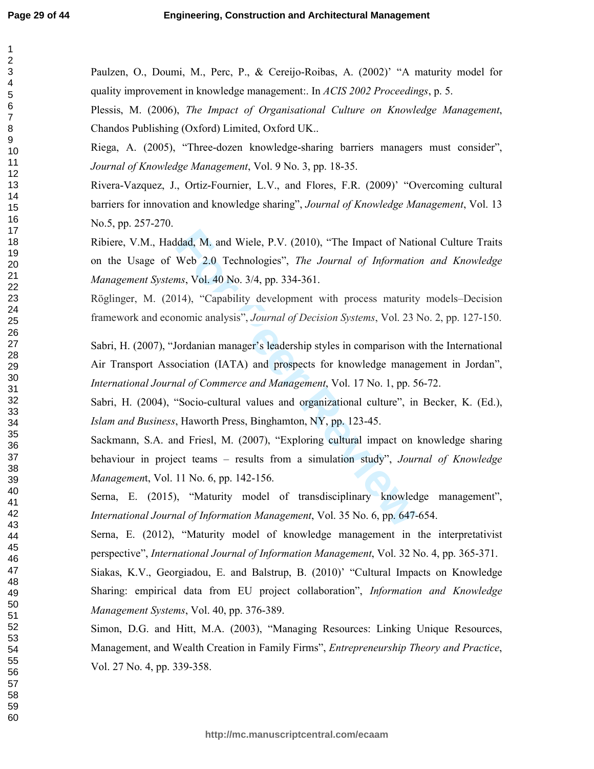Paulzen, O., Doumi, M., Perc, P., & Cereijo-Roibas, A. (2002)' "A maturity model for quality improvement in knowledge management:. In *ACIS 2002 Proceedings*, p. 5.

Plessis, M. (2006), *The Impact of Organisational Culture on Knowledge Management*, Chandos Publishing (Oxford) Limited, Oxford UK..

Riega, A. (2005), "Three-dozen knowledge-sharing barriers managers must consider", *Journal of Knowledge Management*, Vol. 9 No. 3, pp. 18-35.

Rivera-Vazquez, J., Ortiz-Fournier, L.V., and Flores, F.R. (2009)' "Overcoming cultural barriers for innovation and knowledge sharing", *Journal of Knowledge Management*, Vol. 13 No.5, pp. 257-270.

Ribiere, V.M., Haddad, M. and Wiele, P.V. (2010), "The Impact of National Culture Traits on the Usage of Web 2.0 Technologies", *The Journal of Information and Knowledge Management Systems*, Vol. 40 No. 3/4, pp. 334-361.

Röglinger, M. (2014), "Capability development with process maturity models–Decision framework and economic analysis", *Journal of Decision Systems*, Vol. 23 No. 2, pp. 127-150.

Sabri, H. (2007), "Jordanian manager's leadership styles in comparison with the International Air Transport Association (IATA) and prospects for knowledge management in Jordan", *International Journal of Commerce and Management*, Vol. 17 No. 1, pp. 56-72.

Sabri, H. (2004), "Socio-cultural values and organizational culture", in Becker, K. (Ed.), *Islam and Business*, Haworth Press, Binghamton, NY, pp. 123-45.

Sackmann, S.A. and Friesl, M. (2007), "Exploring cultural impact on knowledge sharing behaviour in project teams – results from a simulation study", *Journal of Knowledge Managemen*t, Vol. 11 No. 6, pp. 142-156.

Serna, E. (2015), "Maturity model of transdisciplinary knowledge management", *International Journal of Information Management*, Vol. 35 No. 6, pp. 647-654.

Serna, E. (2012), "Maturity model of knowledge management in the interpretativist perspective", *International Journal of Information Management*, Vol. 32 No. 4, pp. 365-371.

Siakas, K.V., Georgiadou, E. and Balstrup, B. (2010)' "Cultural Impacts on Knowledge Sharing: empirical data from EU project collaboration", *Information and Knowledge Management Systems*, Vol. 40, pp. 376-389.

Simon, D.G. and Hitt, M.A. (2003), "Managing Resources: Linking Unique Resources, Management, and Wealth Creation in Family Firms", *Entrepreneurship Theory and Practice*, Vol. 27 No. 4, pp. 339-358.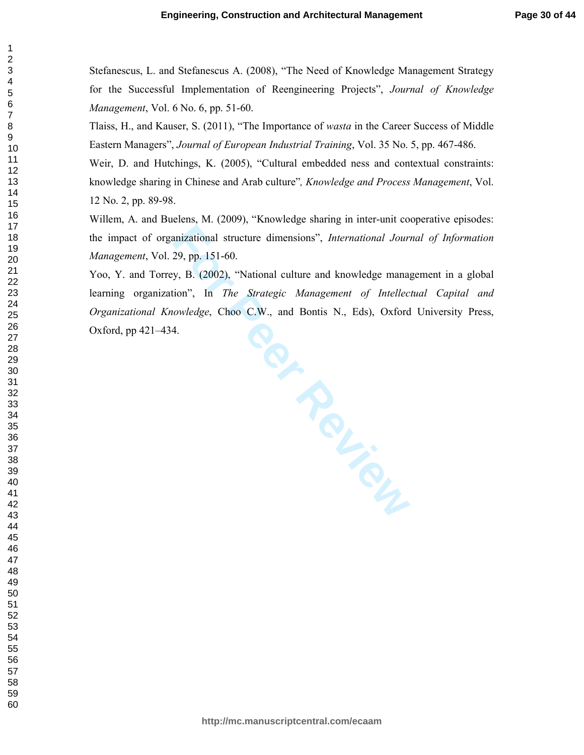Stefanescus, L. and Stefanescus A. (2008), "The Need of Knowledge Management Strategy for the Successful Implementation of Reengineering Projects", *Journal of Knowledge Management*, Vol. 6 No. 6, pp. 51-60.

Tlaiss, H., and Kauser, S. (2011), "The Importance of *wasta* in the Career Success of Middle Eastern Managers", *Journal of European Industrial Training*, Vol. 35 No. 5, pp. 467-486.

Weir, D. and Hutchings, K. (2005), "Cultural embedded ness and contextual constraints: knowledge sharing in Chinese and Arab culture"*, Knowledge and Process Management*, Vol. 12 No. 2, pp. 89-98.

Willem, A. and Buelens, M. (2009), "Knowledge sharing in inter-unit cooperative episodes: the impact of organizational structure dimensions", *International Journal of Information Management*, Vol. 29, pp. 151-60.

Yoo, Y. and Torrey, B. (2002), "National culture and knowledge management in a global learning organization", In *The Strategic Management of Intellectual Capital and Organizational Knowledge*, Choo C.W., and Bontis N., Eds), Oxford University Press, Oxford, pp 421–434.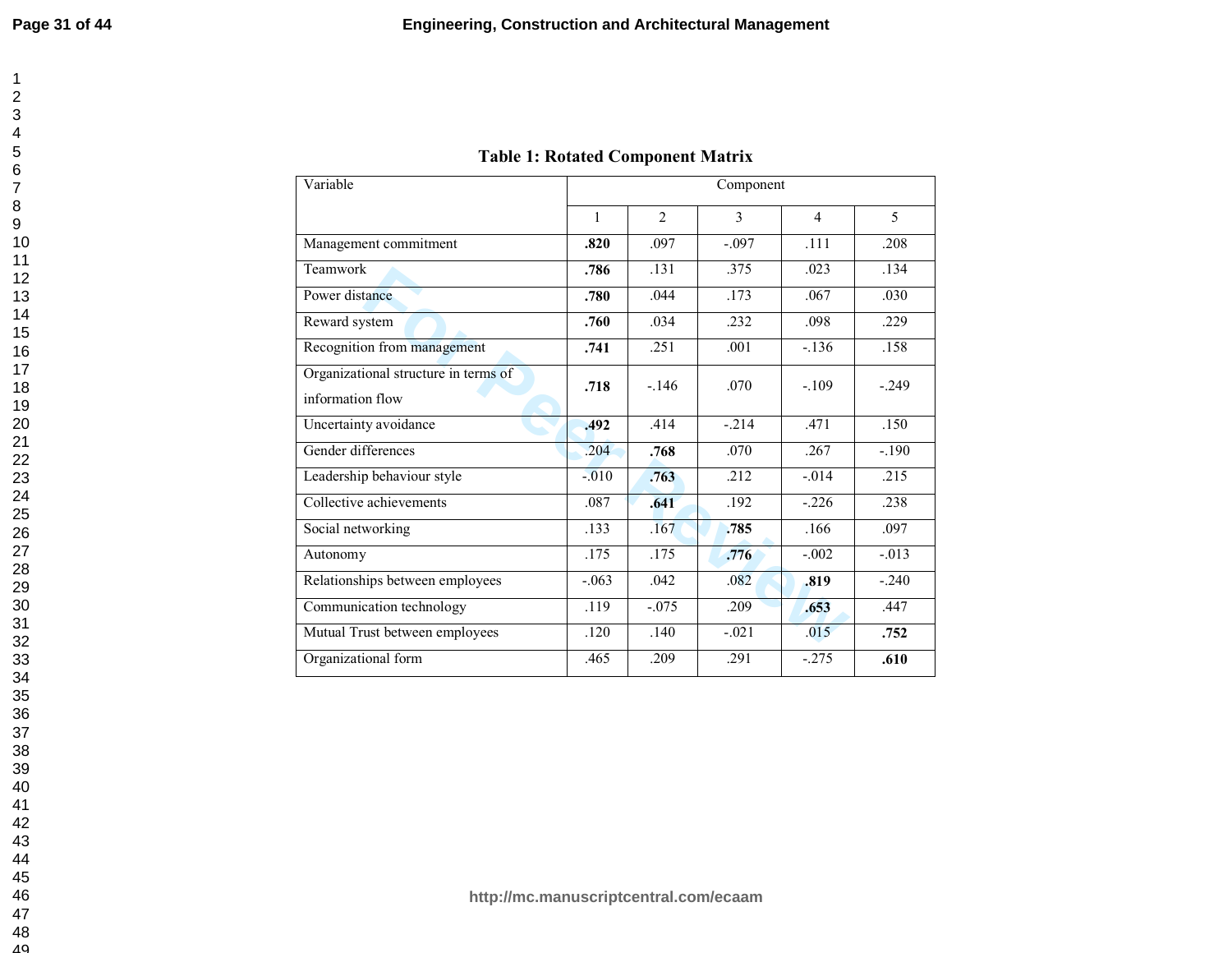**Table 1: Rotated Component Matrix**

| Variable | Component | | | | |
|---|---|---|---|---|---|
| | 1 | 2 | 3 | 4 | 5 |
| Management commitment | **.820** | .097 | -.097 | .111 | .208 |
| Teamwork | **.786** | .131 | .375 | .023 | .134 |
| Power distance | **.780** | .044 | .173 | .067 | .030 |
| Reward system | **.760** | .034 | .232 | .098 | .229 |
| Recognition from management | **.741** | .251 | .001 | -.136 | .158 |
| Organizational structure in terms of information flow | **.718** | -.146 | .070 | -.109 | -.249 |
| Uncertainty avoidance | **.492** | .414 | -.214 | .471 | .150 |
| Gender differences | .204 | **.768** | .070 | .267 | -.190 |
| Leadership behaviour style | -.010 | **.763** | .212 | -.014 | .215 |
| Collective achievements | .087 | **.641** | .192 | -.226 | .238 |
| Social networking | .133 | .167 | **.785** | .166 | .097 |
| Autonomy | .175 | .175 | **.776** | -.002 | -.013 |
| Relationships between employees | -.063 | .042 | .082 | **.819** | -.240 |
| Communication technology | .119 | -.075 | .209 | **.653** | .447 |
| Mutual Trust between employees | .120 | .140 | -.021 | .015 | **.752** |
| Organizational form | .465 | .209 | .291 | -.275 | **.610** |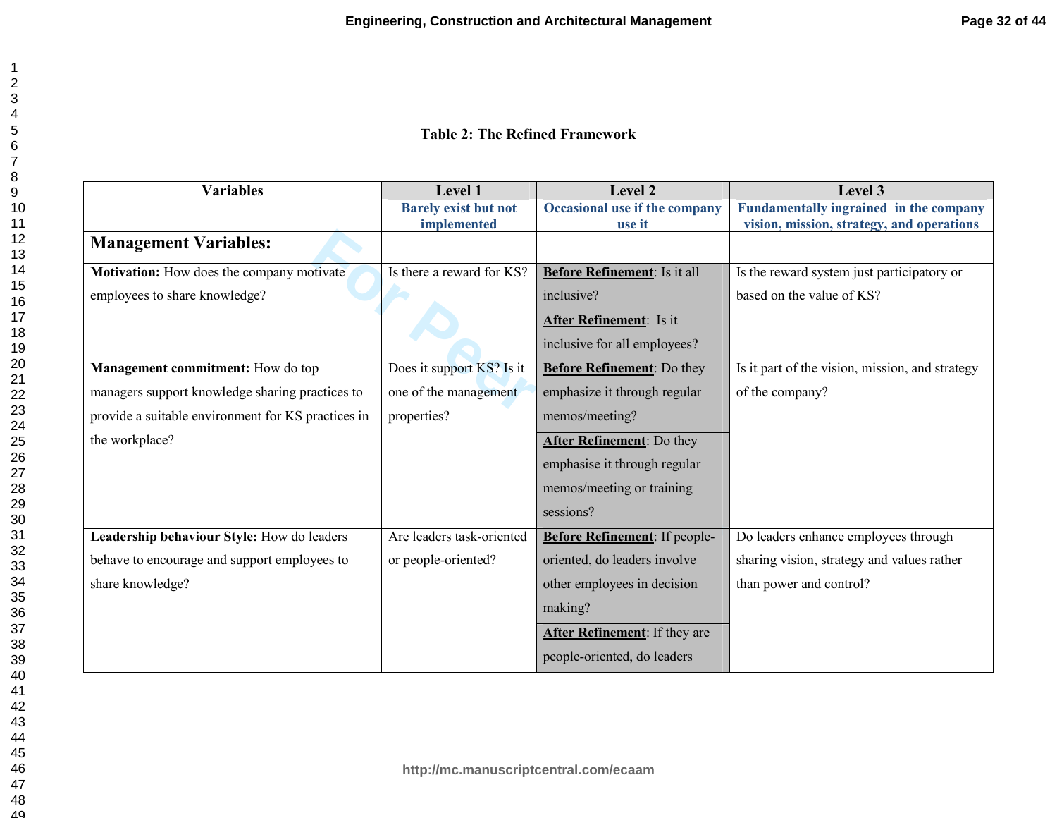**Table 2: The Refined Framework**

| Variables | Level 1 | Level 2 | Level 3 |
|---|---|---|---|
| | Barely exist but not implemented | Occasional use if the company use it | Fundamentally ingrained in the company vision, mission, strategy, and operations |
| **Management Variables:** | | | |
| **Motivation:** How does the company motivate employees to share knowledge? | Is there a reward for KS? | **Before Refinement**: Is it all inclusive? **After Refinement**: Is it inclusive for all employees? | Is the reward system just participatory or based on the value of KS? |
| **Management commitment:** How do top managers support knowledge sharing practices to provide a suitable environment for KS practices in the workplace? | Does it support KS? Is it one of the management properties? | **Before Refinement**: Do they emphasize it through regular memos/meeting? **After Refinement**: Do they emphasise it through regular memos/meeting or training sessions? | Is it part of the vision, mission, and strategy of the company? |
| **Leadership behaviour Style:** How do leaders behave to encourage and support employees to share knowledge? | Are leaders task-oriented or people-oriented? | **Before Refinement**: If people-oriented, do leaders involve other employees in decision making? **After Refinement**: If they are people-oriented, do leaders | Do leaders enhance employees through sharing vision, strategy and values rather than power and control? |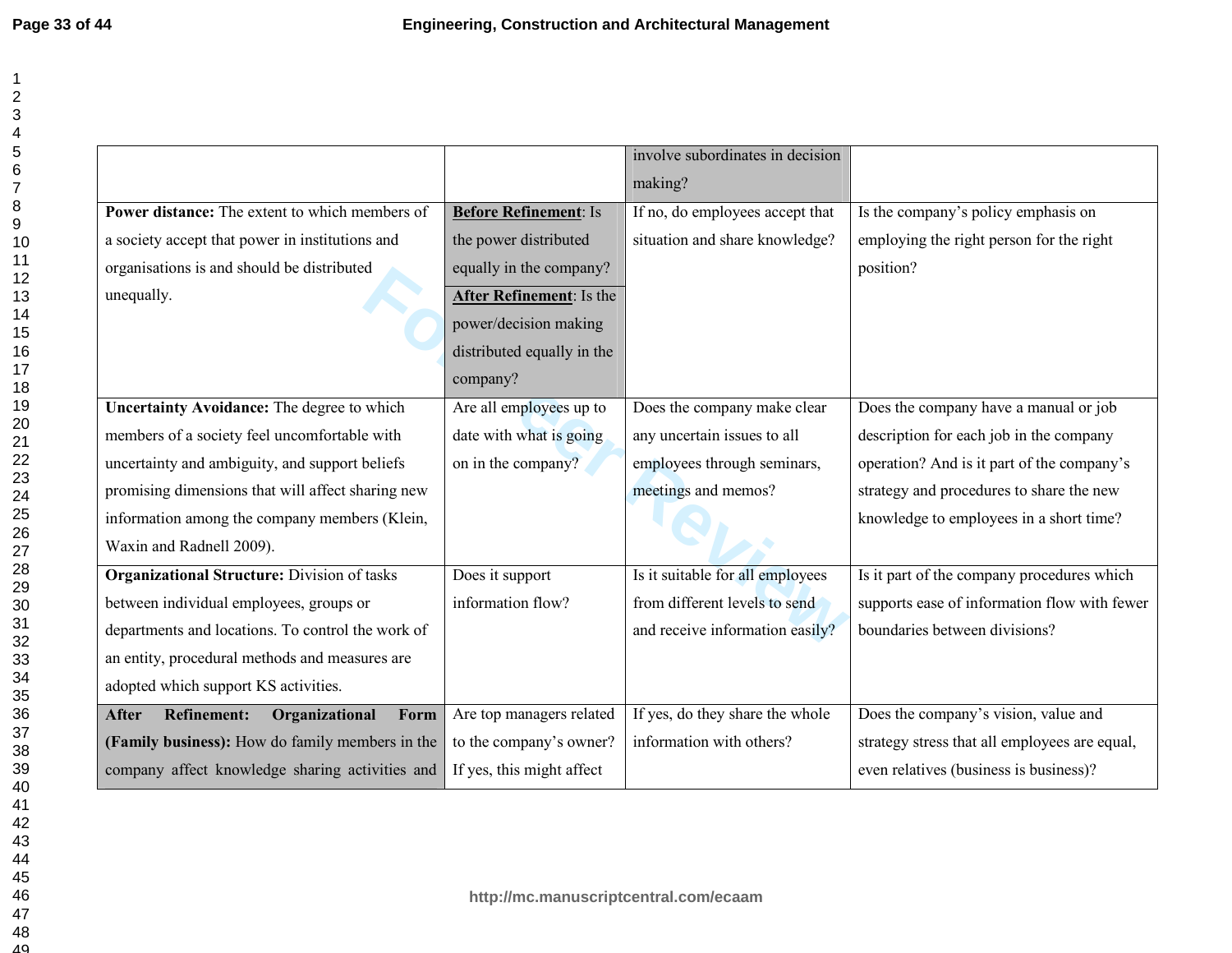|  |  |  |  |
|---|---|---|---|
|  |  | involve subordinates in decision making? |  |
| **Power distance:** The extent to which members of a society accept that power in institutions and organisations is and should be distributed unequally. | **Before Refinement**: Is the power distributed equally in the company? **After Refinement**: Is the power/decision making distributed equally in the company? | If no, do employees accept that situation and share knowledge? | Is the company's policy emphasis on employing the right person for the right position? |
| **Uncertainty Avoidance:** The degree to which members of a society feel uncomfortable with uncertainty and ambiguity, and support beliefs promising dimensions that will affect sharing new information among the company members (Klein, Waxin and Radnell 2009). | Are all employees up to date with what is going on in the company? | Does the company make clear any uncertain issues to all employees through seminars, meetings and memos? | Does the company have a manual or job description for each job in the company operation? And is it part of the company's strategy and procedures to share the new knowledge to employees in a short time? |
| **Organizational Structure:** Division of tasks between individual employees, groups or departments and locations. To control the work of an entity, procedural methods and measures are adopted which support KS activities. | Does it support information flow? | Is it suitable for all employees from different levels to send and receive information easily? | Is it part of the company procedures which supports ease of information flow with fewer boundaries between divisions? |
| **After Refinement: Organizational Form (Family business):** How do family members in the company affect knowledge sharing activities and | Are top managers related to the company's owner? If yes, this might affect | If yes, do they share the whole information with others? | Does the company's vision, value and strategy stress that all employees are equal, even relatives (business is business)? |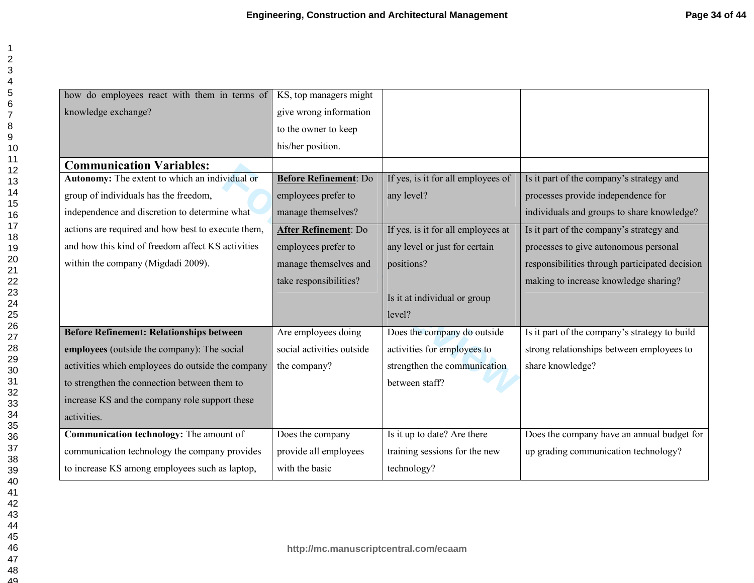| | | | |
|---|---|---|---|
| how do employees react with them in terms of knowledge exchange? | KS, top managers might give wrong information to the owner to keep his/her position. | | |
| **Communication Variables:** | | | |
| **Autonomy:** The extent to which an individual or group of individuals has the freedom, independence and discretion to determine what actions are required and how best to execute them, and how this kind of freedom affect KS activities within the company (Migdadi 2009). | **Before Refinement**: Do employees prefer to manage themselves? | If yes, is it for all employees of any level? | Is it part of the company's strategy and processes provide independence for individuals and groups to share knowledge? |
| | **After Refinement**: Do employees prefer to manage themselves and take responsibilities? | If yes, is it for all employees at any level or just for certain positions? Is it at individual or group level? | Is it part of the company's strategy and processes to give autonomous personal responsibilities through participated decision making to increase knowledge sharing? |
| **Before Refinement: Relationships between employees** (outside the company): The social activities which employees do outside the company to strengthen the connection between them to increase KS and the company role support these activities. | Are employees doing social activities outside the company? | Does the company do outside activities for employees to strengthen the communication between staff? | Is it part of the company's strategy to build strong relationships between employees to share knowledge? |
| **Communication technology:** The amount of communication technology the company provides to increase KS among employees such as laptop, | Does the company provide all employees with the basic | Is it up to date? Are there training sessions for the new technology? | Does the company have an annual budget for up grading communication technology? |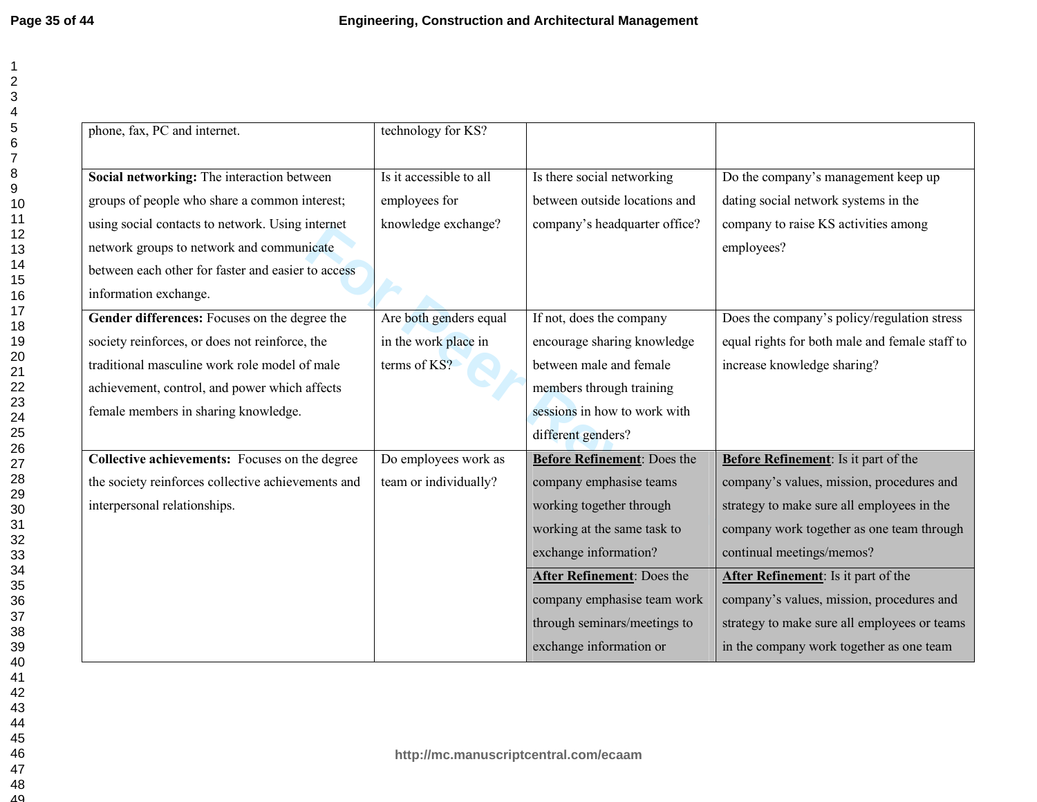| | | | |
|---|---|---|---|
| phone, fax, PC and internet. | technology for KS? | | |
| **Social networking:** The interaction between groups of people who share a common interest; using social contacts to network. Using internet network groups to network and communicate between each other for faster and easier to access information exchange. | Is it accessible to all employees for knowledge exchange? | Is there social networking between outside locations and company's headquarter office? | Do the company's management keep up dating social network systems in the company to raise KS activities among employees? |
| **Gender differences:** Focuses on the degree the society reinforces, or does not reinforce, the traditional masculine work role model of male achievement, control, and power which affects female members in sharing knowledge. | Are both genders equal in the work place in terms of KS? | If not, does the company encourage sharing knowledge between male and female members through training sessions in how to work with different genders? | Does the company's policy/regulation stress equal rights for both male and female staff to increase knowledge sharing? |
| **Collective achievements:** Focuses on the degree the society reinforces collective achievements and interpersonal relationships. | Do employees work as team or individually? | **Before Refinement**: Does the company emphasise teams working together through working at the same task to exchange information? | **Before Refinement**: Is it part of the company's values, mission, procedures and strategy to make sure all employees in the company work together as one team through continual meetings/memos? |
| | | **After Refinement**: Does the company emphasise team work through seminars/meetings to exchange information or | **After Refinement**: Is it part of the company's values, mission, procedures and strategy to make sure all employees or teams in the company work together as one team |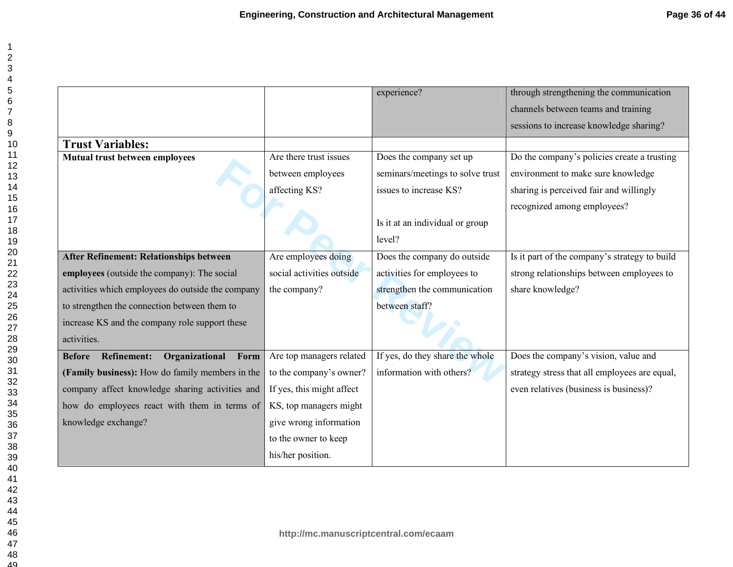| | | | |
|---|---|---|---|
| | | experience? | through strengthening the communication channels between teams and training sessions to increase knowledge sharing? |
| **Trust Variables:** | | | |
| **Mutual trust between employees** | Are there trust issues between employees affecting KS? | Does the company set up seminars/meetings to solve trust issues to increase KS?<br><br>Is it at an individual or group level? | Do the company's policies create a trusting environment to make sure knowledge sharing is perceived fair and willingly recognized among employees? |
| **After Refinement: Relationships between employees** (outside the company): The social activities which employees do outside the company to strengthen the connection between them to increase KS and the company role support these activities. | Are employees doing social activities outside the company? | Does the company do outside activities for employees to strengthen the communication between staff? | Is it part of the company's strategy to build strong relationships between employees to share knowledge? |
| **Before Refinement: Organizational Form (Family business):** How do family members in the company affect knowledge sharing activities and how do employees react with them in terms of knowledge exchange? | Are top managers related to the company's owner? If yes, this might affect KS, top managers might give wrong information to the owner to keep his/her position. | If yes, do they share the whole information with others? | Does the company's vision, value and strategy stress that all employees are equal, even relatives (business is business)? |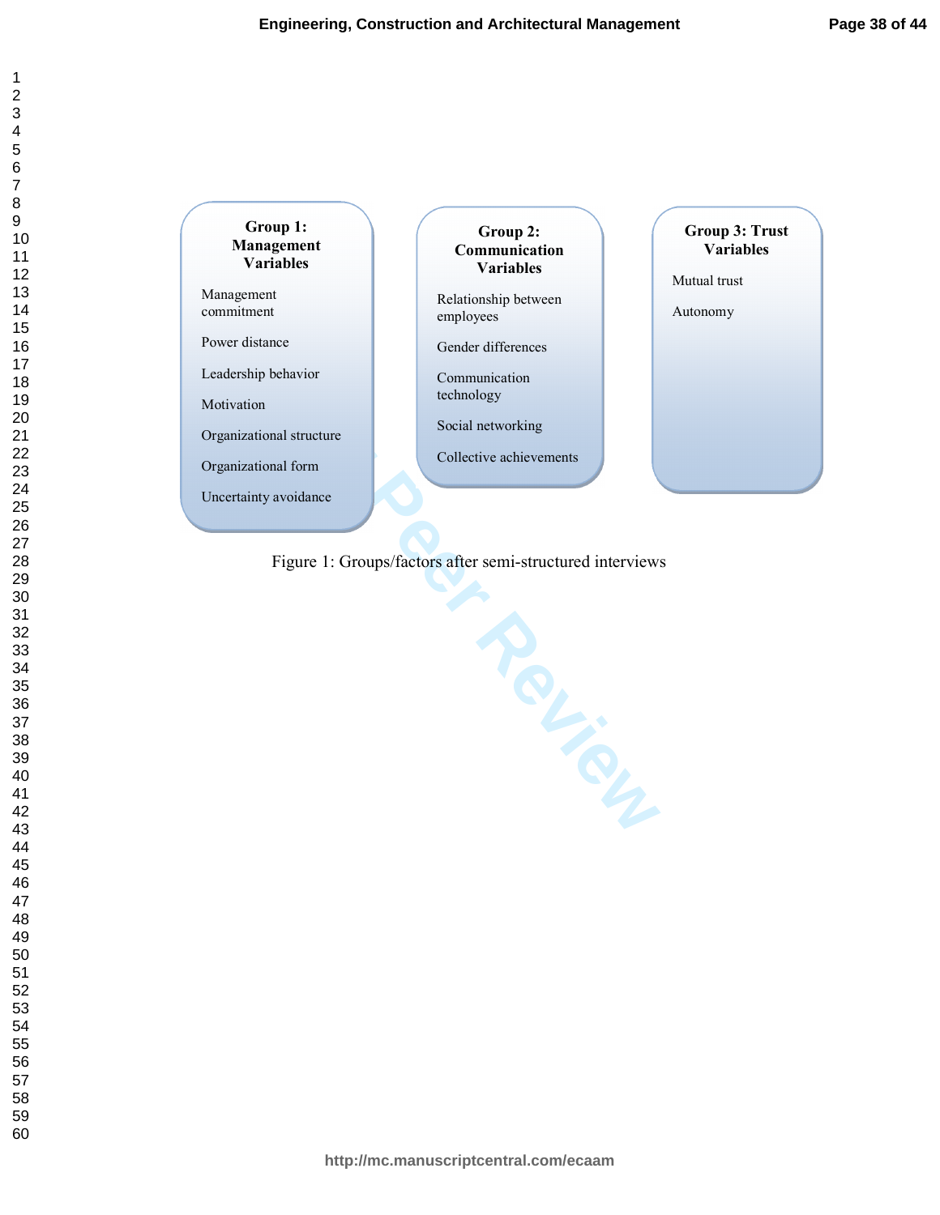**Group 1: Management Variables**

- Management commitment
- Power distance
- Leadership behavior
- Motivation
- Organizational structure
- Organizational form
- Uncertainty avoidance

**Group 2: Communication Variables**

- Relationship between employees
- Gender differences
- Communication technology
- Social networking
- Collective achievements

**Group 3: Trust Variables**

- Mutual trust
- Autonomy

Figure 1: Groups/factors after semi-structured interviews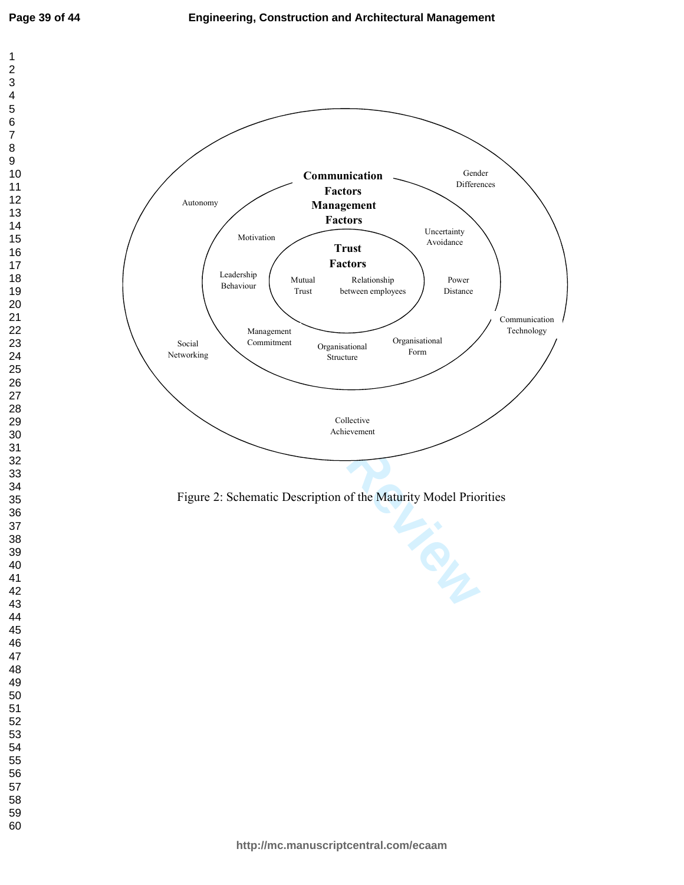Communication Factors
Management Factors

Trust Factors

Mutual Trust

Relationship between employees

Autonomy

Gender Differences

Motivation

Uncertainty Avoidance

Leadership Behaviour

Power Distance

Communication Technology

Management Commitment

Organisational Structure

Organisational Form

Social Networking

Collective Achievement

Figure 2: Schematic Description of the Maturity Model Priorities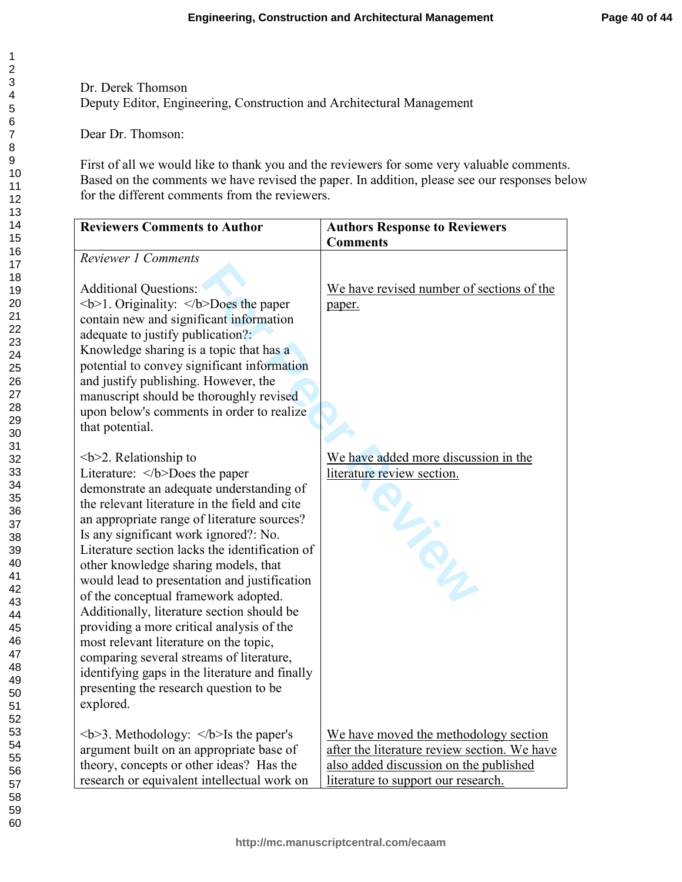Dr. Derek Thomson
Deputy Editor, Engineering, Construction and Architectural Management

Dear Dr. Thomson:

First of all we would like to thank you and the reviewers for some very valuable comments. Based on the comments we have revised the paper. In addition, please see our responses below for the different comments from the reviewers.

| **Reviewers Comments to Author** | **Authors Response to Reviewers Comments** |
|---|---|
| *Reviewer 1 Comments* | |
| Additional Questions: <b>1. Originality: </b>Does the paper contain new and significant information adequate to justify publication?: Knowledge sharing is a topic that has a potential to convey significant information and justify publishing. However, the manuscript should be thoroughly revised upon below's comments in order to realize that potential. | We have revised number of sections of the paper. |
| <b>2. Relationship to Literature: </b>Does the paper demonstrate an adequate understanding of the relevant literature in the field and cite an appropriate range of literature sources? Is any significant work ignored?: No. Literature section lacks the identification of other knowledge sharing models, that would lead to presentation and justification of the conceptual framework adopted. Additionally, literature section should be providing a more critical analysis of the most relevant literature on the topic, comparing several streams of literature, identifying gaps in the literature and finally presenting the research question to be explored. | We have added more discussion in the literature review section. |
| <b>3. Methodology: </b>Is the paper's argument built on an appropriate base of theory, concepts or other ideas? Has the research or equivalent intellectual work on | We have moved the methodology section after the literature review section. We have also added discussion on the published literature to support our research. |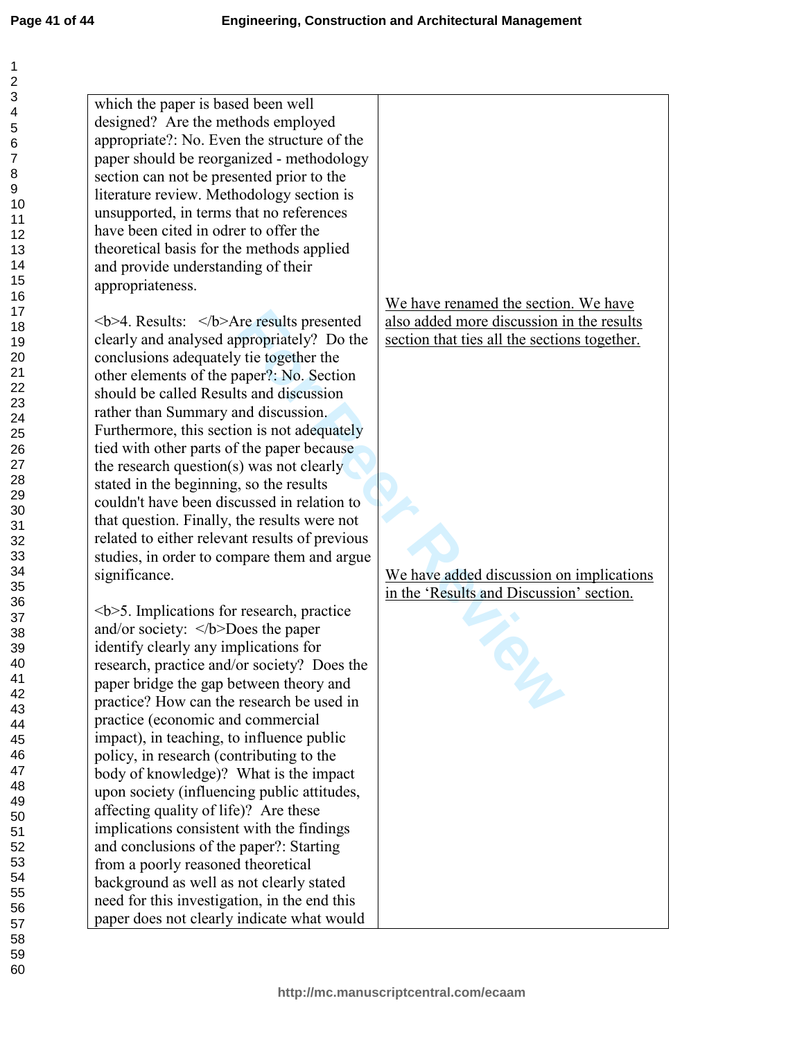| | |
|---|---|
| which the paper is based been well designed? Are the methods employed appropriate?: No. Even the structure of the paper should be reorganized - methodology section can not be presented prior to the literature review. Methodology section is unsupported, in terms that no references have been cited in odrer to offer the theoretical basis for the methods applied and provide understanding of their appropriateness. | |
| <b>4. Results: </b>Are results presented clearly and analysed appropriately? Do the conclusions adequately tie together the other elements of the paper?: No. Section should be called Results and discussion rather than Summary and discussion. Furthermore, this section is not adequately tied with other parts of the paper because the research question(s) was not clearly stated in the beginning, so the results couldn't have been discussed in relation to that question. Finally, the results were not related to either relevant results of previous studies, in order to compare them and argue significance. | We have renamed the section. We have also added more discussion in the results section that ties all the sections together. |
| <b>5. Implications for research, practice and/or society: </b>Does the paper identify clearly any implications for research, practice and/or society? Does the paper bridge the gap between theory and practice? How can the research be used in practice (economic and commercial impact), in teaching, to influence public policy, in research (contributing to the body of knowledge)? What is the impact upon society (influencing public attitudes, affecting quality of life)? Are these implications consistent with the findings and conclusions of the paper?: Starting from a poorly reasoned theoretical background as well as not clearly stated need for this investigation, in the end this paper does not clearly indicate what would | We have added discussion on implications in the 'Results and Discussion' section. |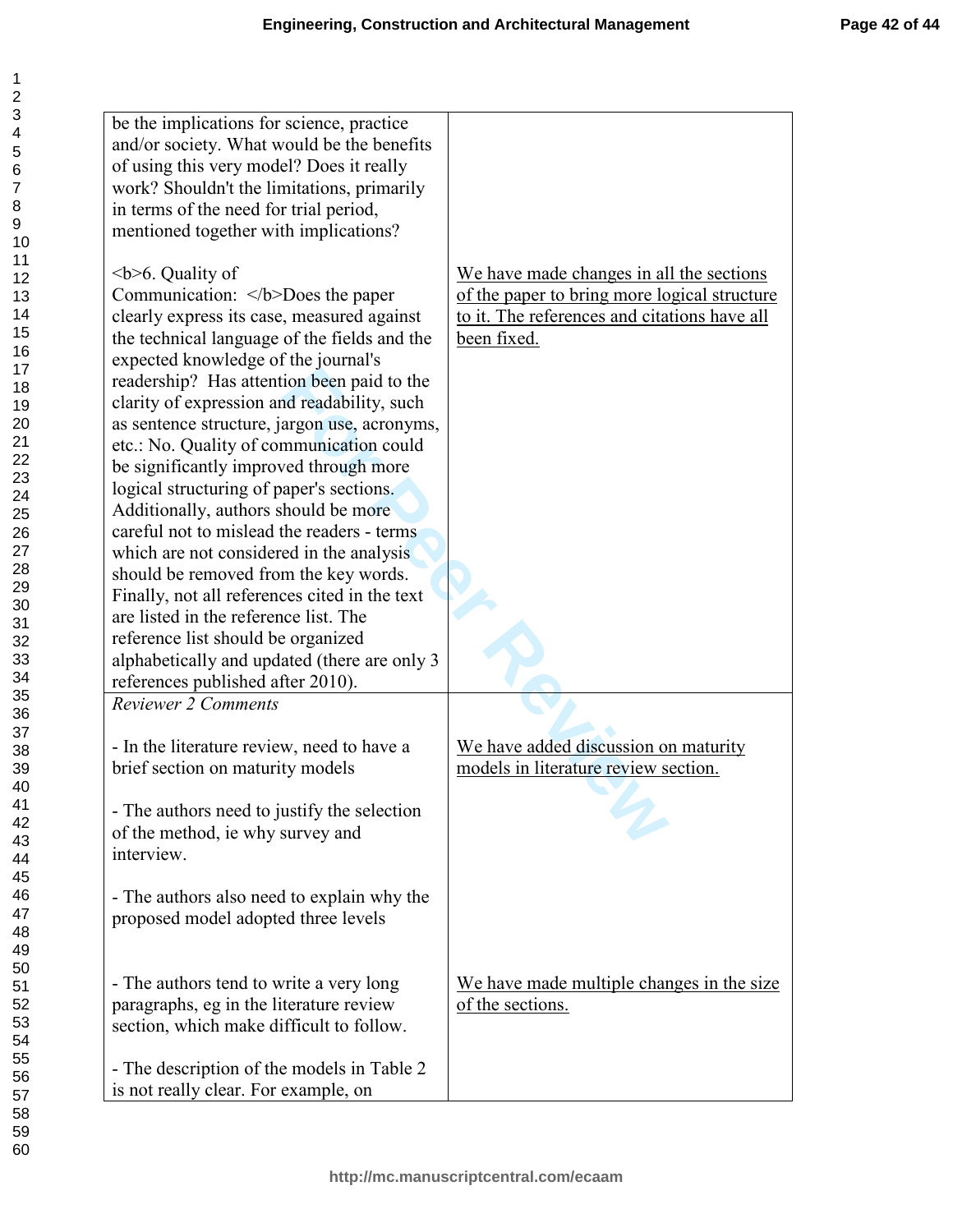| | |
|---|---|
| be the implications for science, practice and/or society. What would be the benefits of using this very model? Does it really work? Shouldn't the limitations, primarily in terms of the need for trial period, mentioned together with implications? | |
| <b>6. Quality of Communication: </b>Does the paper clearly express its case, measured against the technical language of the fields and the expected knowledge of the journal's readership? Has attention been paid to the clarity of expression and readability, such as sentence structure, jargon use, acronyms, etc.: No. Quality of communication could be significantly improved through more logical structuring of paper's sections. Additionally, authors should be more careful not to mislead the readers - terms which are not considered in the analysis should be removed from the key words. Finally, not all references cited in the text are listed in the reference list. The reference list should be organized alphabetically and updated (there are only 3 references published after 2010). | We have made changes in all the sections of the paper to bring more logical structure to it. The references and citations have all been fixed. |
| *Reviewer 2 Comments* | |
| - In the literature review, need to have a brief section on maturity models | We have added discussion on maturity models in literature review section. |
| - The authors need to justify the selection of the method, ie why survey and interview. | |
| - The authors also need to explain why the proposed model adopted three levels | |
| - The authors tend to write a very long paragraphs, eg in the literature review section, which make difficult to follow. | We have made multiple changes in the size of the sections. |
| - The description of the models in Table 2 is not really clear. For example, on | |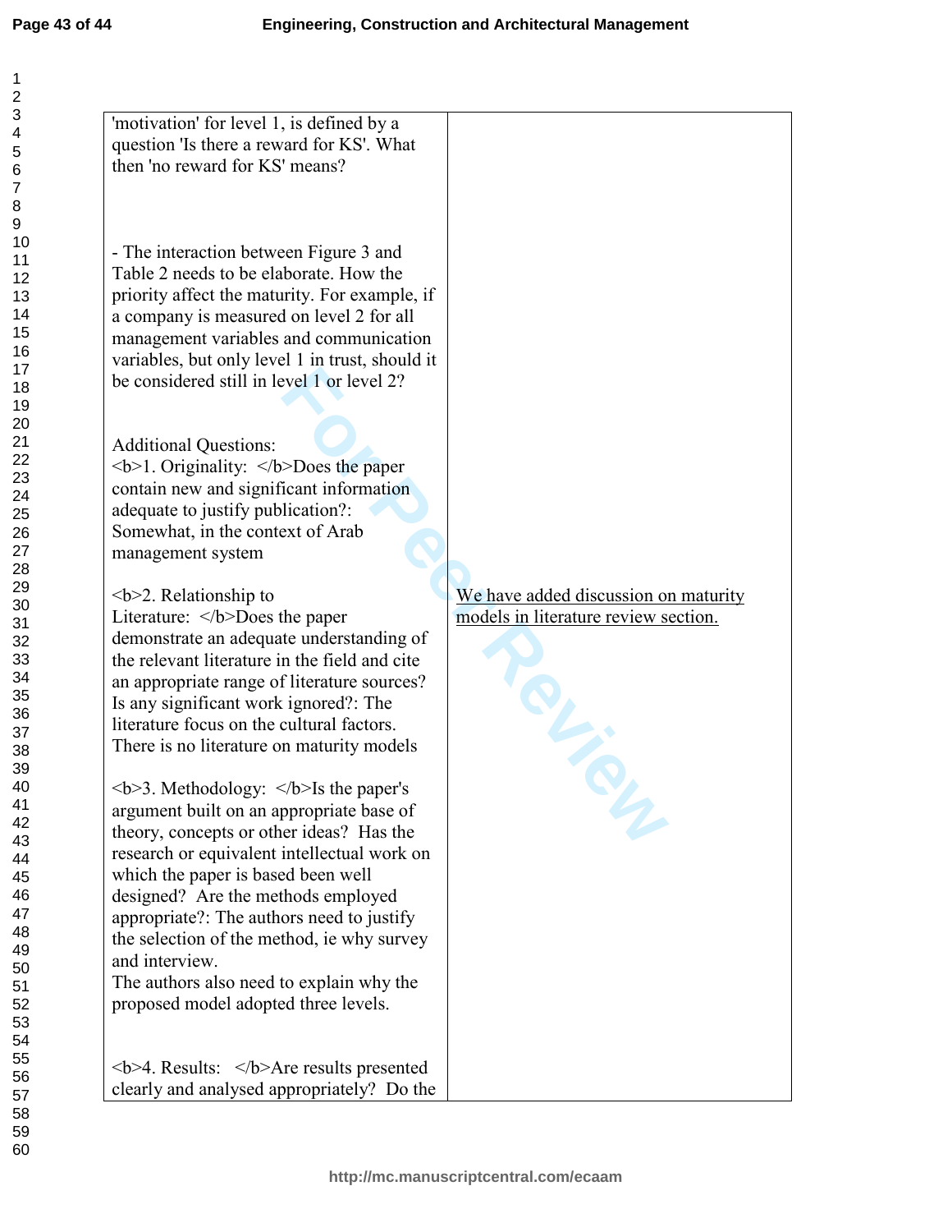| | |
|---|---|
| 'motivation' for level 1, is defined by a question 'Is there a reward for KS'. What then 'no reward for KS' means? | |
| - The interaction between Figure 3 and Table 2 needs to be elaborate. How the priority affect the maturity. For example, if a company is measured on level 2 for all management variables and communication variables, but only level 1 in trust, should it be considered still in level 1 or level 2? | |
| Additional Questions:<br><b>1. Originality: </b>Does the paper contain new and significant information adequate to justify publication?: Somewhat, in the context of Arab management system | |
| <b>2. Relationship to Literature: </b>Does the paper demonstrate an adequate understanding of the relevant literature in the field and cite an appropriate range of literature sources? Is any significant work ignored?: The literature focus on the cultural factors. There is no literature on maturity models | We have added discussion on maturity models in literature review section. |
| <b>3. Methodology: </b>Is the paper's argument built on an appropriate base of theory, concepts or other ideas? Has the research or equivalent intellectual work on which the paper is based been well designed? Are the methods employed appropriate?: The authors need to justify the selection of the method, ie why survey and interview.<br>The authors also need to explain why the proposed model adopted three levels. | |
| <b>4. Results: </b>Are results presented clearly and analysed appropriately? Do the | |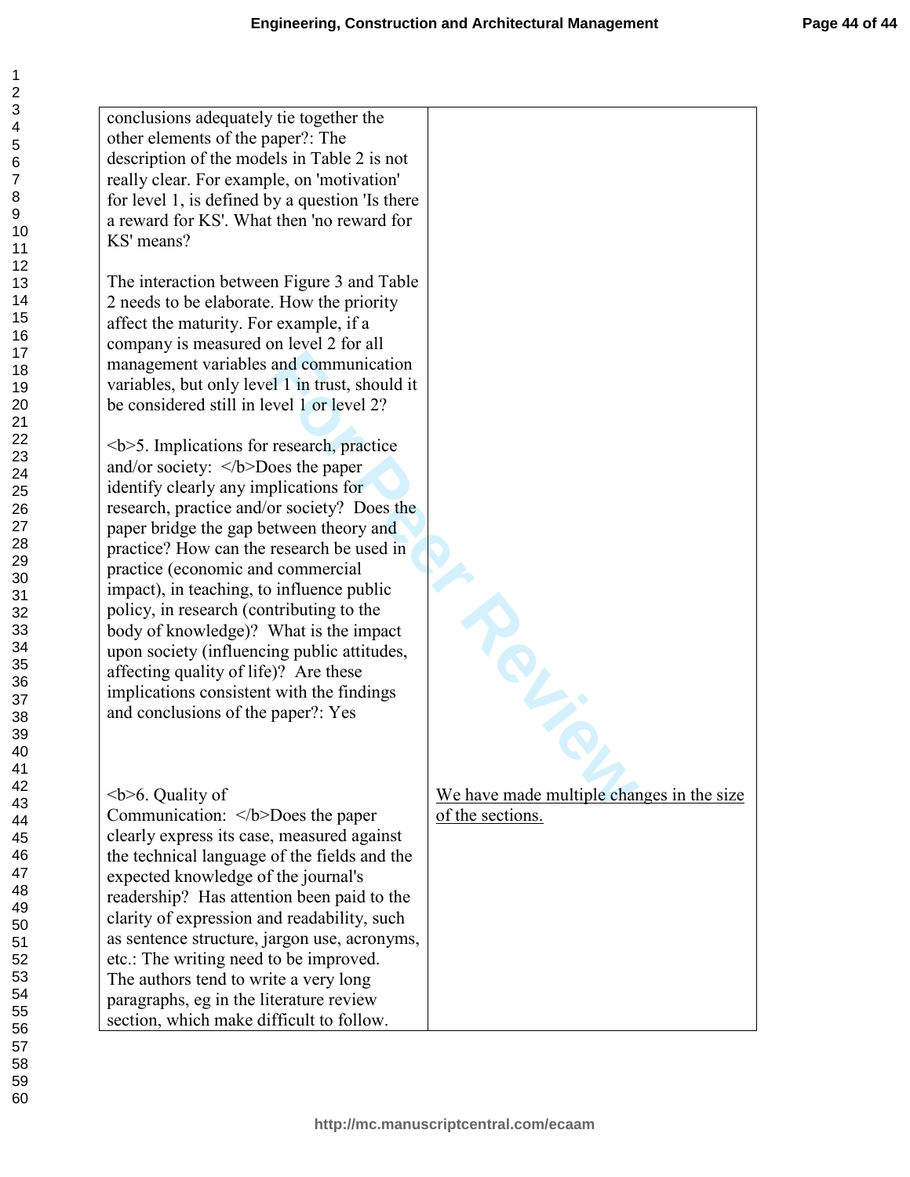| | |
|---|---|
| conclusions adequately tie together the other elements of the paper?: The description of the models in Table 2 is not really clear. For example, on 'motivation' for level 1, is defined by a question 'Is there a reward for KS'. What then 'no reward for KS' means?<br><br>The interaction between Figure 3 and Table 2 needs to be elaborate. How the priority affect the maturity. For example, if a company is measured on level 2 for all management variables and communication variables, but only level 1 in trust, should it be considered still in level 1 or level 2?<br><br><b>5. Implications for research, practice and/or society: </b>Does the paper identify clearly any implications for research, practice and/or society? Does the paper bridge the gap between theory and practice? How can the research be used in practice (economic and commercial impact), in teaching, to influence public policy, in research (contributing to the body of knowledge)? What is the impact upon society (influencing public attitudes, affecting quality of life)? Are these implications consistent with the findings and conclusions of the paper?: Yes | |
| <b>6. Quality of Communication: </b>Does the paper clearly express its case, measured against the technical language of the fields and the expected knowledge of the journal's readership? Has attention been paid to the clarity of expression and readability, such as sentence structure, jargon use, acronyms, etc.: The writing need to be improved. The authors tend to write a very long paragraphs, eg in the literature review section, which make difficult to follow. | We have made multiple changes in the size of the sections. |